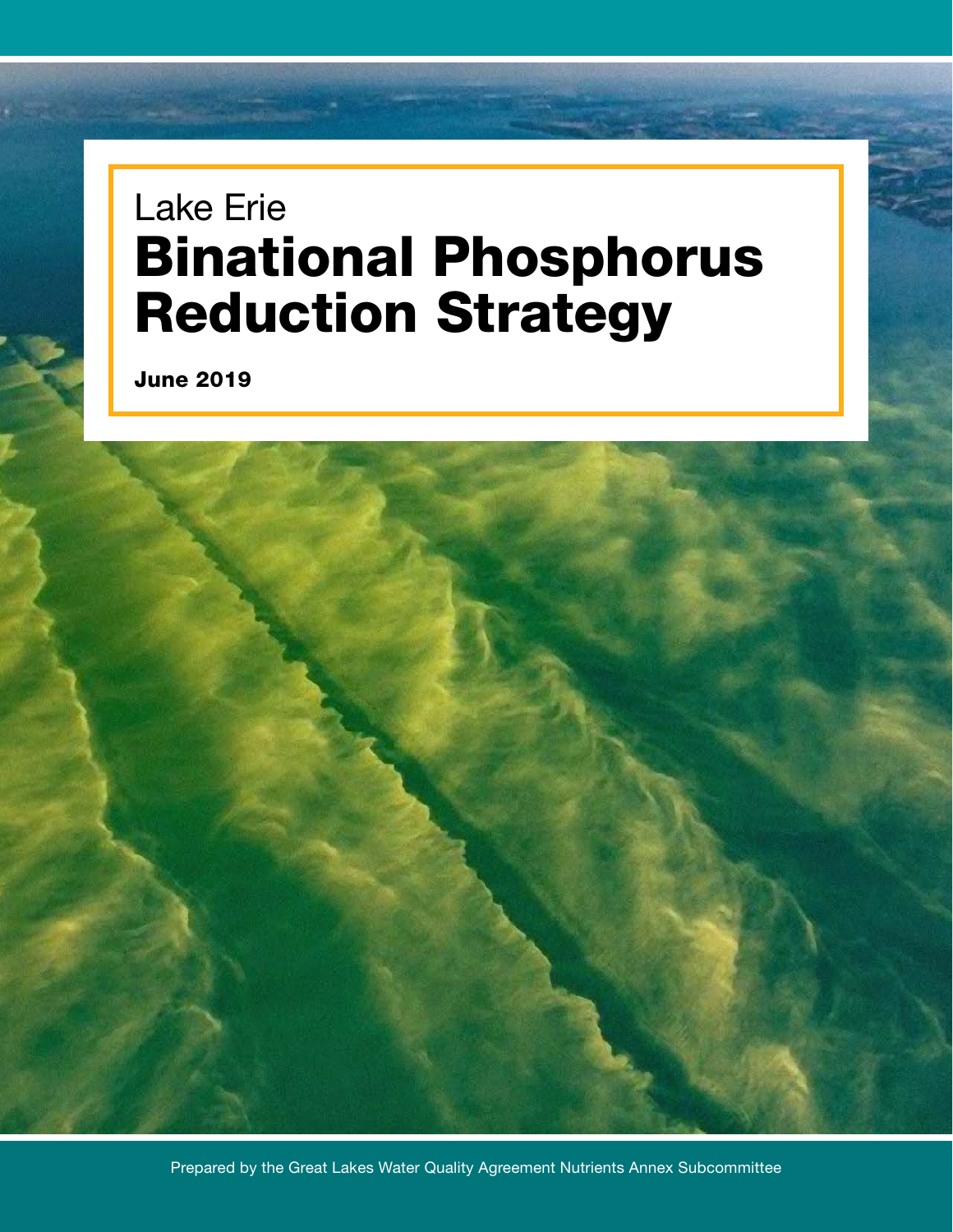Lake Erie

# Binational Phosphorus Reduction Strategy

**June 2019**

Prepared by the Great Lakes Water Quality Agreement Nutrients Annex Subcommittee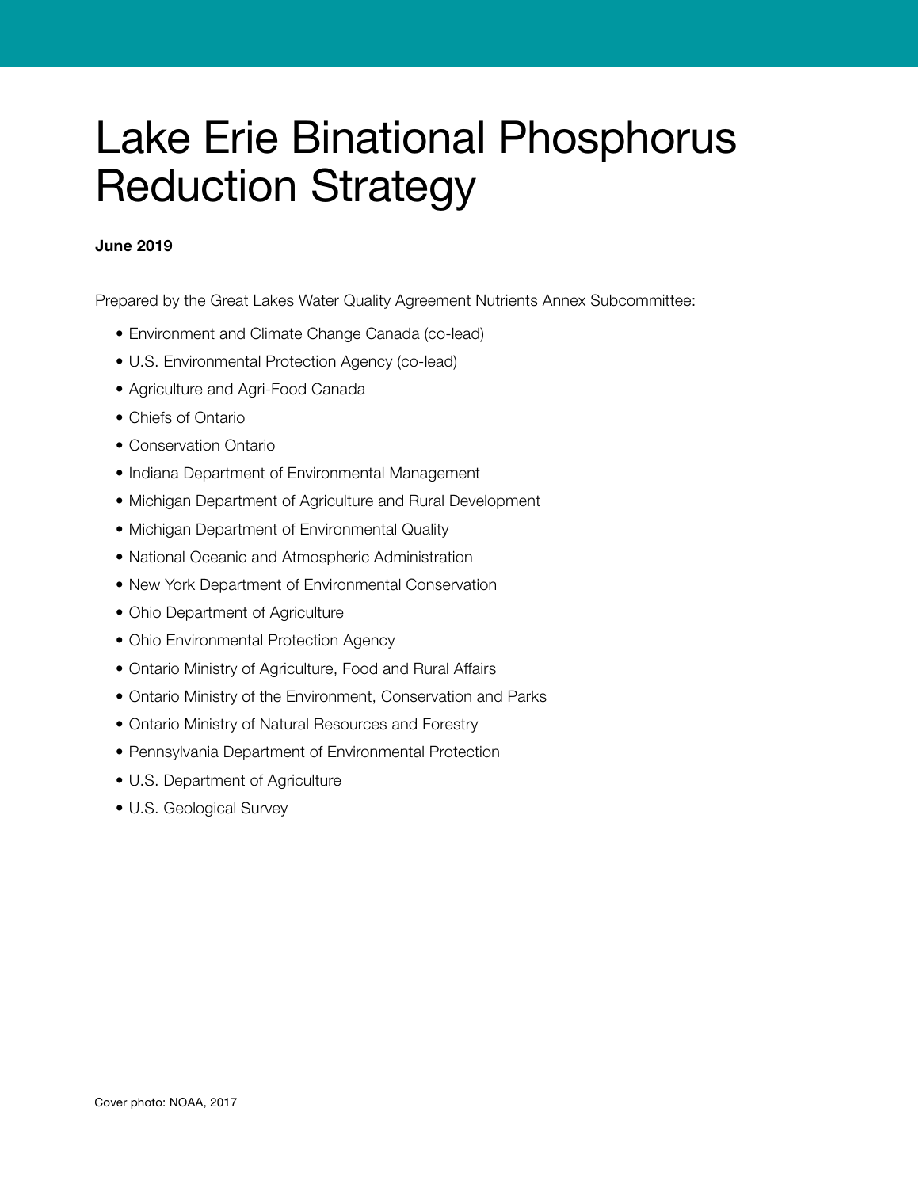# Lake Erie Binational Phosphorus Reduction Strategy

**June 2019**

Prepared by the Great Lakes Water Quality Agreement Nutrients Annex Subcommittee:

- Environment and Climate Change Canada (co-lead)
- U.S. Environmental Protection Agency (co-lead)
- Agriculture and Agri-Food Canada
- Chiefs of Ontario
- Conservation Ontario
- Indiana Department of Environmental Management
- Michigan Department of Agriculture and Rural Development
- Michigan Department of Environmental Quality
- National Oceanic and Atmospheric Administration
- New York Department of Environmental Conservation
- Ohio Department of Agriculture
- Ohio Environmental Protection Agency
- Ontario Ministry of Agriculture, Food and Rural Affairs
- Ontario Ministry of the Environment, Conservation and Parks
- Ontario Ministry of Natural Resources and Forestry
- Pennsylvania Department of Environmental Protection
- U.S. Department of Agriculture
- U.S. Geological Survey

Cover photo: NOAA, 2017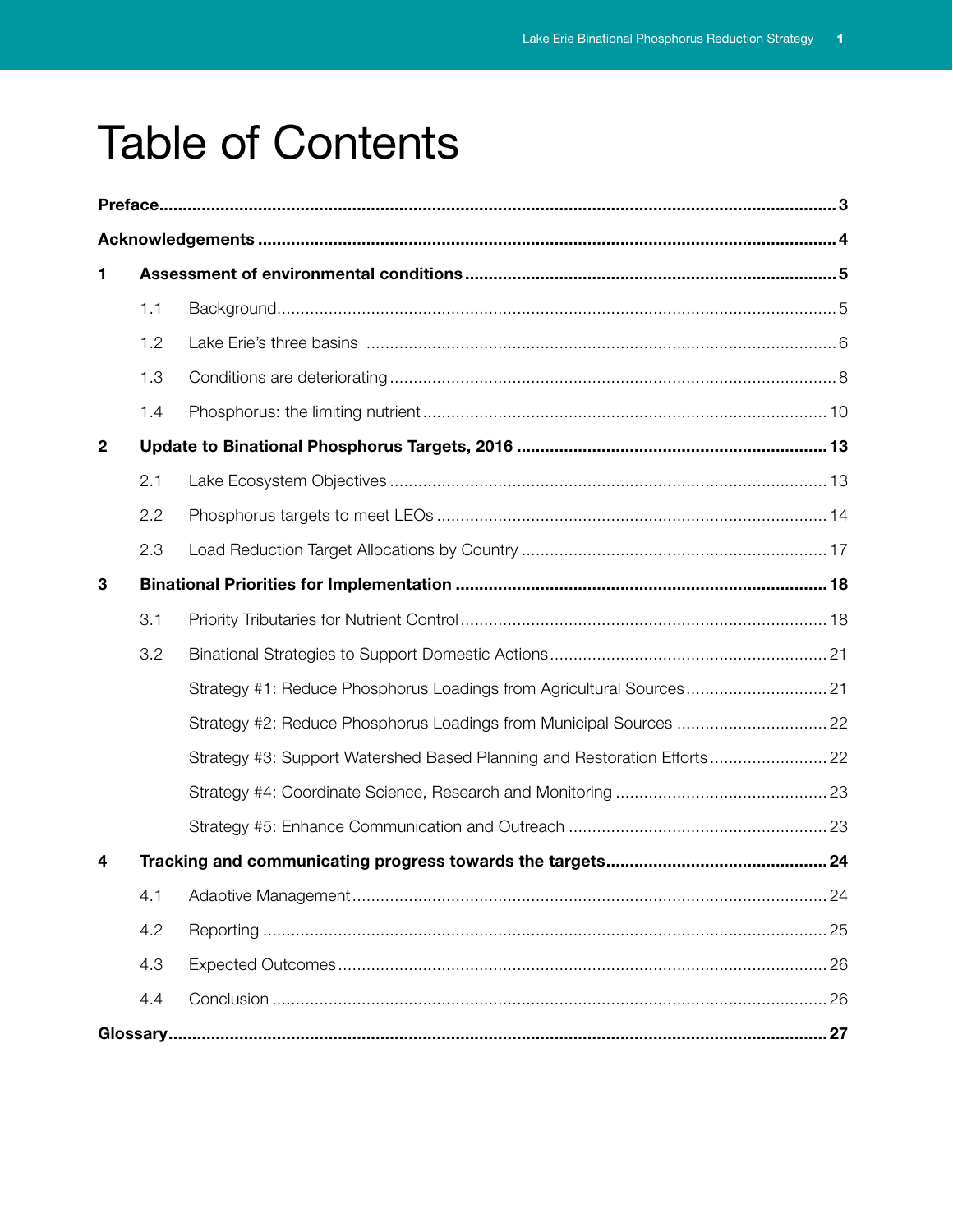# Table of Contents

**Preface** ... **3**

**Acknowledgements** ... **4**

**1 Assessment of environmental conditions** ... **5**

- 1.1 Background ... 5
- 1.2 Lake Erie's three basins ... 6
- 1.3 Conditions are deteriorating ... 8
- 1.4 Phosphorus: the limiting nutrient ... 10

**2 Update to Binational Phosphorus Targets, 2016** ... **13**

- 2.1 Lake Ecosystem Objectives ... 13
- 2.2 Phosphorus targets to meet LEOs ... 14
- 2.3 Load Reduction Target Allocations by Country ... 17

**3 Binational Priorities for Implementation** ... **18**

- 3.1 Priority Tributaries for Nutrient Control ... 18
- 3.2 Binational Strategies to Support Domestic Actions ... 21
  - Strategy #1: Reduce Phosphorus Loadings from Agricultural Sources ... 21
  - Strategy #2: Reduce Phosphorus Loadings from Municipal Sources ... 22
  - Strategy #3: Support Watershed Based Planning and Restoration Efforts ... 22
  - Strategy #4: Coordinate Science, Research and Monitoring ... 23
  - Strategy #5: Enhance Communication and Outreach ... 23

**4 Tracking and communicating progress towards the targets** ... **24**

- 4.1 Adaptive Management ... 24
- 4.2 Reporting ... 25
- 4.3 Expected Outcomes ... 26
- 4.4 Conclusion ... 26

**Glossary** ... **27**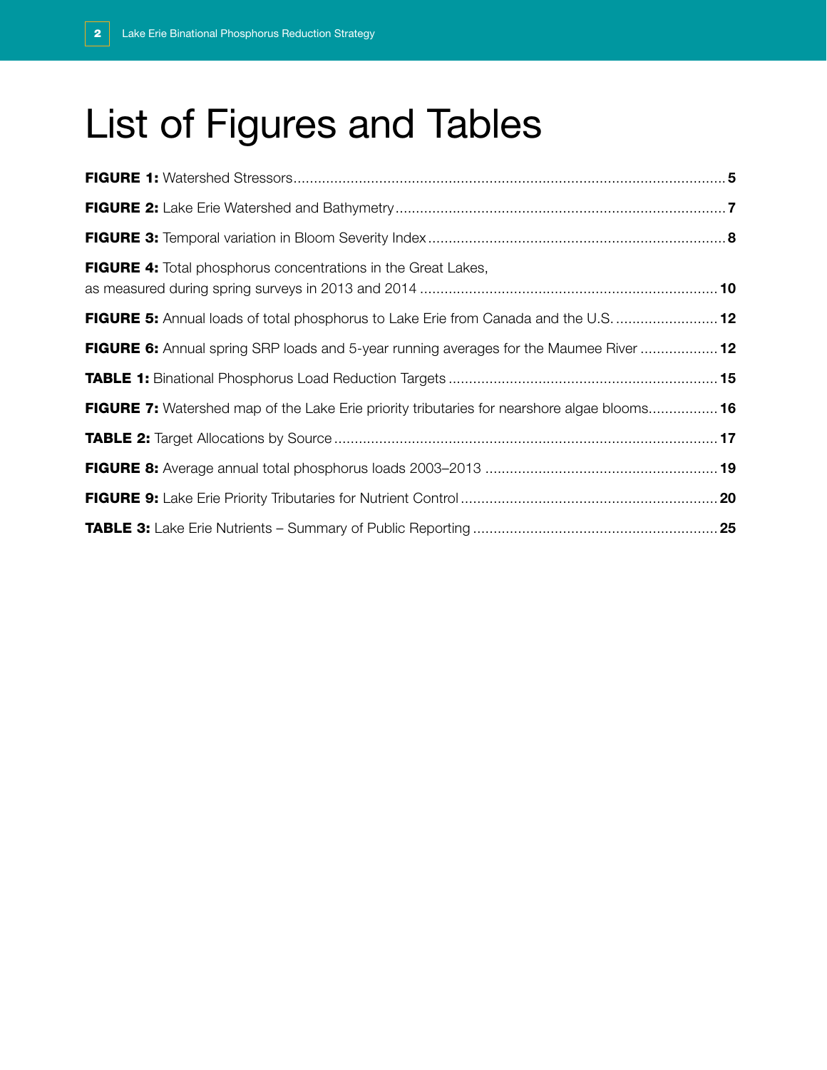# List of Figures and Tables

**FIGURE 1:** Watershed Stressors........................................................................................................5

**FIGURE 2:** Lake Erie Watershed and Bathymetry.................................................................................7

**FIGURE 3:** Temporal variation in Bloom Severity Index.........................................................................8

**FIGURE 4:** Total phosphorus concentrations in the Great Lakes, as measured during spring surveys in 2013 and 2014.........................................................................10

**FIGURE 5:** Annual loads of total phosphorus to Lake Erie from Canada and the U.S..........................12

**FIGURE 6:** Annual spring SRP loads and 5-year running averages for the Maumee River...................12

**TABLE 1:** Binational Phosphorus Load Reduction Targets..................................................................15

**FIGURE 7:** Watershed map of the Lake Erie priority tributaries for nearshore algae blooms.................16

**TABLE 2:** Target Allocations by Source..............................................................................................17

**FIGURE 8:** Average annual total phosphorus loads 2003–2013.........................................................19

**FIGURE 9:** Lake Erie Priority Tributaries for Nutrient Control...............................................................20

**TABLE 3:** Lake Erie Nutrients – Summary of Public Reporting............................................................25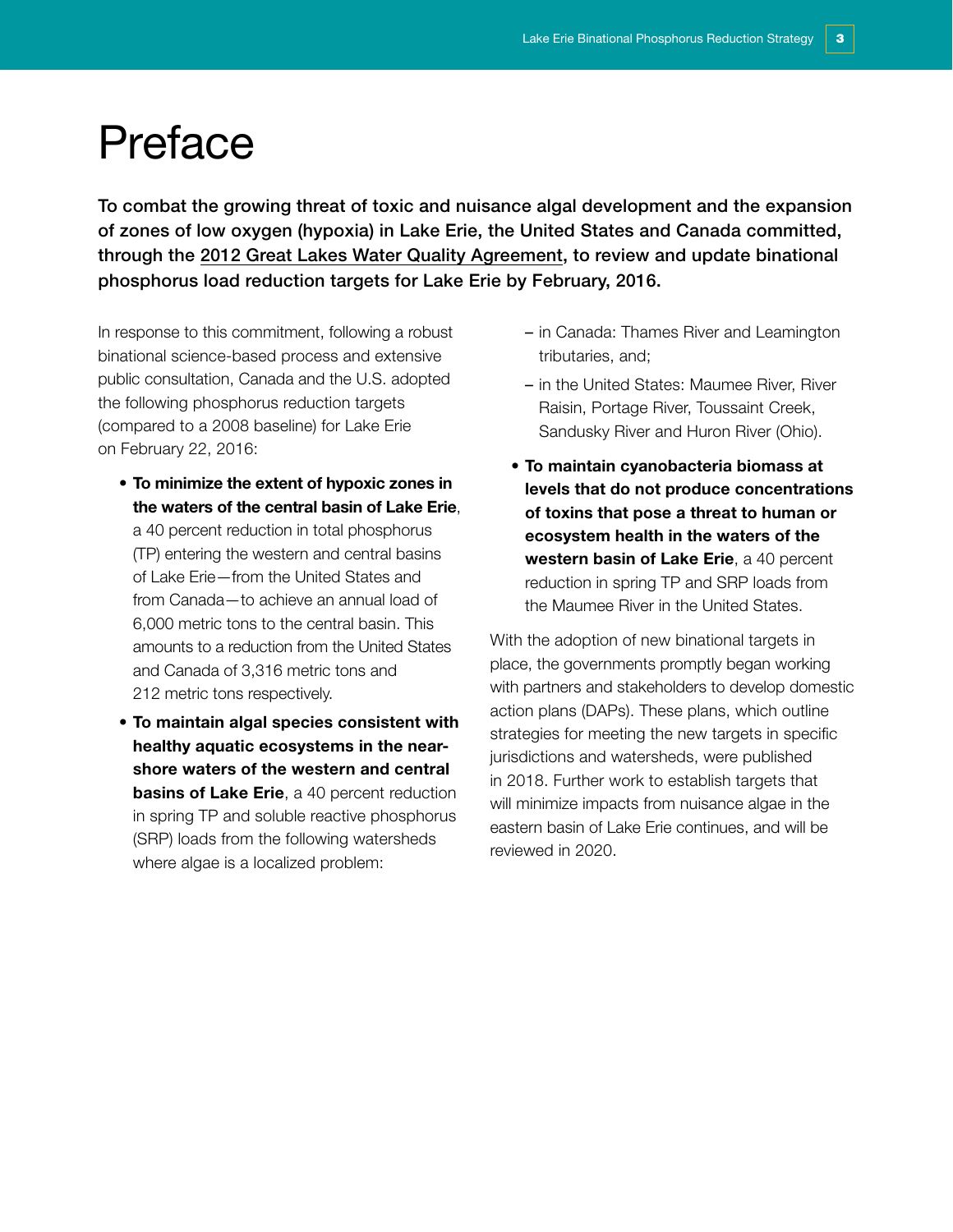# Preface

**To combat the growing threat of toxic and nuisance algal development and the expansion of zones of low oxygen (hypoxia) in Lake Erie, the United States and Canada committed, through the 2012 Great Lakes Water Quality Agreement, to review and update binational phosphorus load reduction targets for Lake Erie by February, 2016.**

In response to this commitment, following a robust binational science-based process and extensive public consultation, Canada and the U.S. adopted the following phosphorus reduction targets (compared to a 2008 baseline) for Lake Erie on February 22, 2016:

- **To minimize the extent of hypoxic zones in the waters of the central basin of Lake Erie**, a 40 percent reduction in total phosphorus (TP) entering the western and central basins of Lake Erie—from the United States and from Canada—to achieve an annual load of 6,000 metric tons to the central basin. This amounts to a reduction from the United States and Canada of 3,316 metric tons and 212 metric tons respectively.
- **To maintain algal species consistent with healthy aquatic ecosystems in the near-shore waters of the western and central basins of Lake Erie**, a 40 percent reduction in spring TP and soluble reactive phosphorus (SRP) loads from the following watersheds where algae is a localized problem:
  - in Canada: Thames River and Leamington tributaries, and;
  - in the United States: Maumee River, River Raisin, Portage River, Toussaint Creek, Sandusky River and Huron River (Ohio).
- **To maintain cyanobacteria biomass at levels that do not produce concentrations of toxins that pose a threat to human or ecosystem health in the waters of the western basin of Lake Erie**, a 40 percent reduction in spring TP and SRP loads from the Maumee River in the United States.

With the adoption of new binational targets in place, the governments promptly began working with partners and stakeholders to develop domestic action plans (DAPs). These plans, which outline strategies for meeting the new targets in specific jurisdictions and watersheds, were published in 2018. Further work to establish targets that will minimize impacts from nuisance algae in the eastern basin of Lake Erie continues, and will be reviewed in 2020.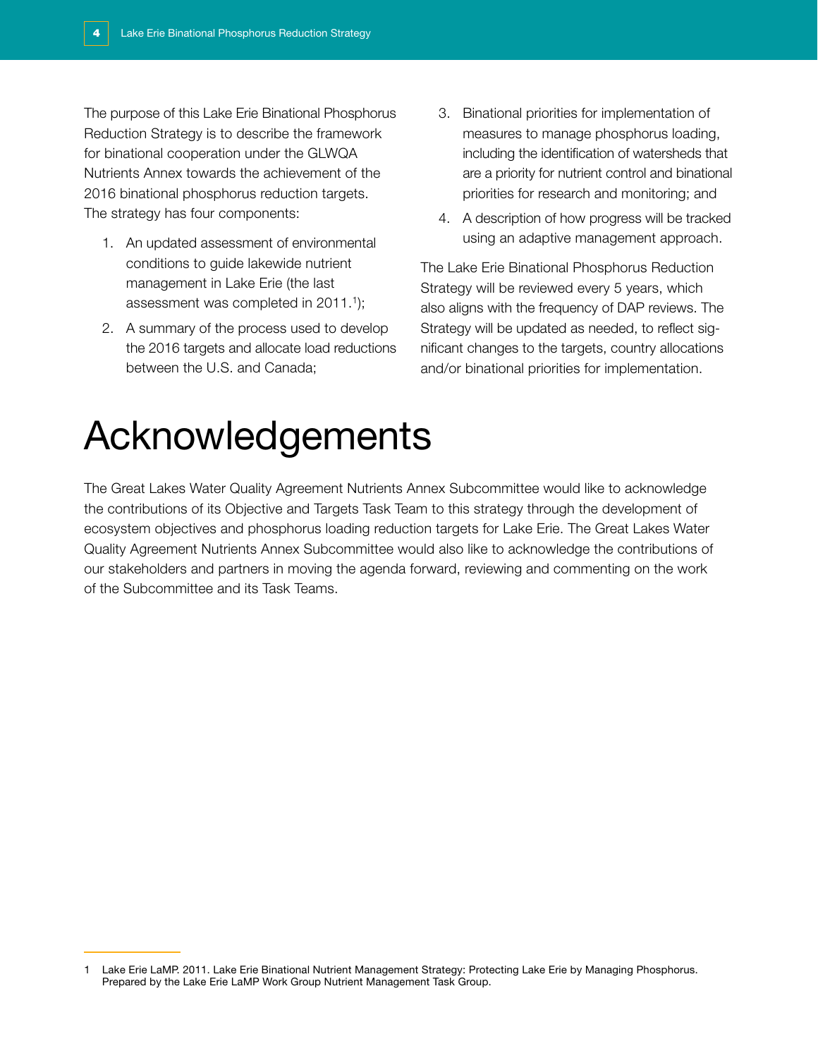The purpose of this Lake Erie Binational Phosphorus Reduction Strategy is to describe the framework for binational cooperation under the GLWQA Nutrients Annex towards the achievement of the 2016 binational phosphorus reduction targets. The strategy has four components:

1. An updated assessment of environmental conditions to guide lakewide nutrient management in Lake Erie (the last assessment was completed in 2011.[1]);
2. A summary of the process used to develop the 2016 targets and allocate load reductions between the U.S. and Canada;
3. Binational priorities for implementation of measures to manage phosphorus loading, including the identification of watersheds that are a priority for nutrient control and binational priorities for research and monitoring; and
4. A description of how progress will be tracked using an adaptive management approach.

The Lake Erie Binational Phosphorus Reduction Strategy will be reviewed every 5 years, which also aligns with the frequency of DAP reviews. The Strategy will be updated as needed, to reflect significant changes to the targets, country allocations and/or binational priorities for implementation.

# Acknowledgements

The Great Lakes Water Quality Agreement Nutrients Annex Subcommittee would like to acknowledge the contributions of its Objective and Targets Task Team to this strategy through the development of ecosystem objectives and phosphorus loading reduction targets for Lake Erie. The Great Lakes Water Quality Agreement Nutrients Annex Subcommittee would also like to acknowledge the contributions of our stakeholders and partners in moving the agenda forward, reviewing and commenting on the work of the Subcommittee and its Task Teams.

---

1 Lake Erie LaMP. 2011. Lake Erie Binational Nutrient Management Strategy: Protecting Lake Erie by Managing Phosphorus. Prepared by the Lake Erie LaMP Work Group Nutrient Management Task Group.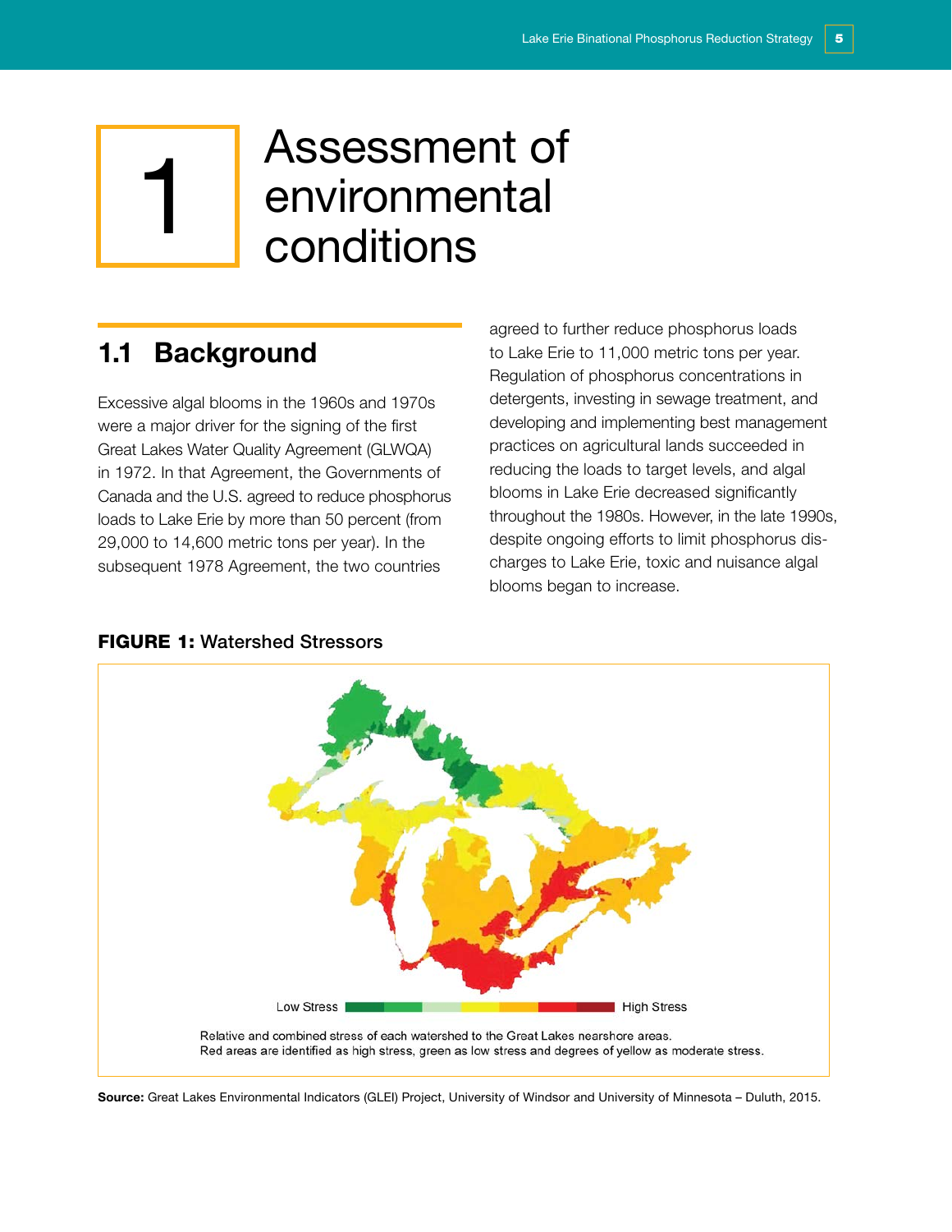# 1 Assessment of environmental conditions

## 1.1 Background

Excessive algal blooms in the 1960s and 1970s were a major driver for the signing of the first Great Lakes Water Quality Agreement (GLWQA) in 1972. In that Agreement, the Governments of Canada and the U.S. agreed to reduce phosphorus loads to Lake Erie by more than 50 percent (from 29,000 to 14,600 metric tons per year). In the subsequent 1978 Agreement, the two countries agreed to further reduce phosphorus loads to Lake Erie to 11,000 metric tons per year. Regulation of phosphorus concentrations in detergents, investing in sewage treatment, and developing and implementing best management practices on agricultural lands succeeded in reducing the loads to target levels, and algal blooms in Lake Erie decreased significantly throughout the 1980s. However, in the late 1990s, despite ongoing efforts to limit phosphorus discharges to Lake Erie, toxic and nuisance algal blooms began to increase.

**FIGURE 1:** Watershed Stressors

Low Stress — High Stress

Relative and combined stress of each watershed to the Great Lakes nearshore areas.
Red areas are identified as high stress, green as low stress and degrees of yellow as moderate stress.

**Source:** Great Lakes Environmental Indicators (GLEI) Project, University of Windsor and University of Minnesota – Duluth, 2015.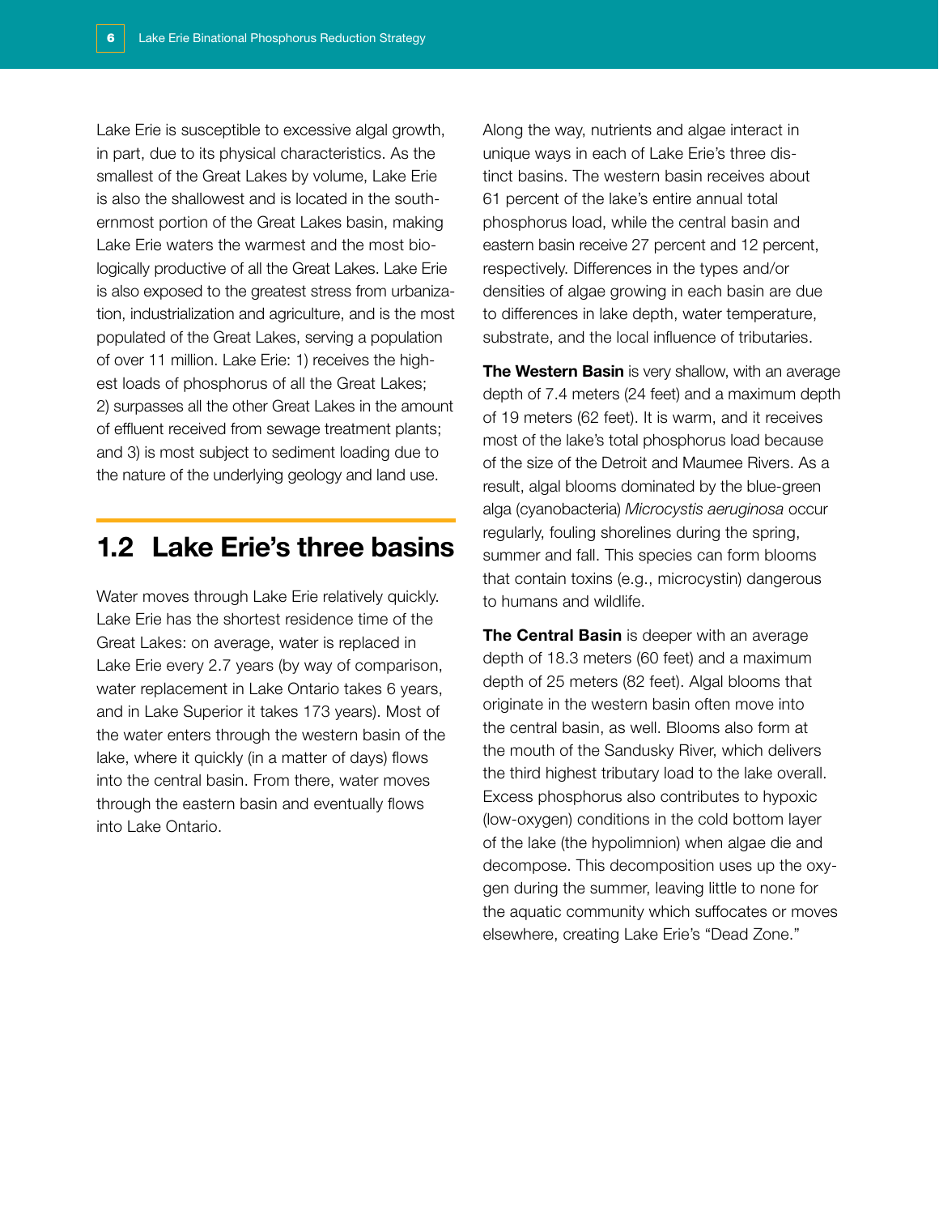Lake Erie is susceptible to excessive algal growth, in part, due to its physical characteristics. As the smallest of the Great Lakes by volume, Lake Erie is also the shallowest and is located in the southernmost portion of the Great Lakes basin, making Lake Erie waters the warmest and the most biologically productive of all the Great Lakes. Lake Erie is also exposed to the greatest stress from urbanization, industrialization and agriculture, and is the most populated of the Great Lakes, serving a population of over 11 million. Lake Erie: 1) receives the highest loads of phosphorus of all the Great Lakes; 2) surpasses all the other Great Lakes in the amount of effluent received from sewage treatment plants; and 3) is most subject to sediment loading due to the nature of the underlying geology and land use.

## 1.2 Lake Erie's three basins

Water moves through Lake Erie relatively quickly. Lake Erie has the shortest residence time of the Great Lakes: on average, water is replaced in Lake Erie every 2.7 years (by way of comparison, water replacement in Lake Ontario takes 6 years, and in Lake Superior it takes 173 years). Most of the water enters through the western basin of the lake, where it quickly (in a matter of days) flows into the central basin. From there, water moves through the eastern basin and eventually flows into Lake Ontario.

Along the way, nutrients and algae interact in unique ways in each of Lake Erie's three distinct basins. The western basin receives about 61 percent of the lake's entire annual total phosphorus load, while the central basin and eastern basin receive 27 percent and 12 percent, respectively. Differences in the types and/or densities of algae growing in each basin are due to differences in lake depth, water temperature, substrate, and the local influence of tributaries.

**The Western Basin** is very shallow, with an average depth of 7.4 meters (24 feet) and a maximum depth of 19 meters (62 feet). It is warm, and it receives most of the lake's total phosphorus load because of the size of the Detroit and Maumee Rivers. As a result, algal blooms dominated by the blue-green alga (cyanobacteria) *Microcystis aeruginosa* occur regularly, fouling shorelines during the spring, summer and fall. This species can form blooms that contain toxins (e.g., microcystin) dangerous to humans and wildlife.

**The Central Basin** is deeper with an average depth of 18.3 meters (60 feet) and a maximum depth of 25 meters (82 feet). Algal blooms that originate in the western basin often move into the central basin, as well. Blooms also form at the mouth of the Sandusky River, which delivers the third highest tributary load to the lake overall. Excess phosphorus also contributes to hypoxic (low-oxygen) conditions in the cold bottom layer of the lake (the hypolimnion) when algae die and decompose. This decomposition uses up the oxygen during the summer, leaving little to none for the aquatic community which suffocates or moves elsewhere, creating Lake Erie's "Dead Zone."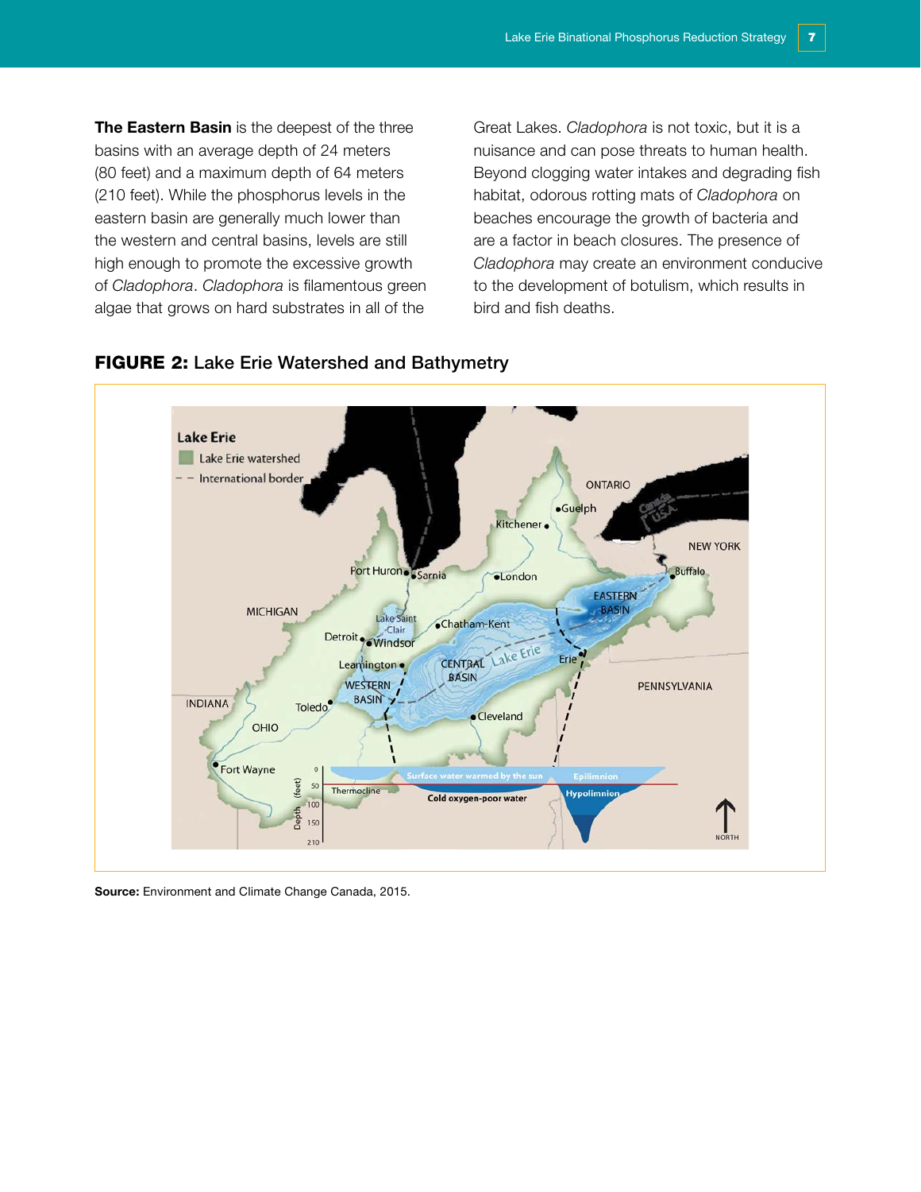**The Eastern Basin** is the deepest of the three basins with an average depth of 24 meters (80 feet) and a maximum depth of 64 meters (210 feet). While the phosphorus levels in the eastern basin are generally much lower than the western and central basins, levels are still high enough to promote the excessive growth of *Cladophora*. *Cladophora* is filamentous green algae that grows on hard substrates in all of the Great Lakes. *Cladophora* is not toxic, but it is a nuisance and can pose threats to human health. Beyond clogging water intakes and degrading fish habitat, odorous rotting mats of *Cladophora* on beaches encourage the growth of bacteria and are a factor in beach closures. The presence of *Cladophora* may create an environment conducive to the development of botulism, which results in bird and fish deaths.

**FIGURE 2:** Lake Erie Watershed and Bathymetry

**Source:** Environment and Climate Change Canada, 2015.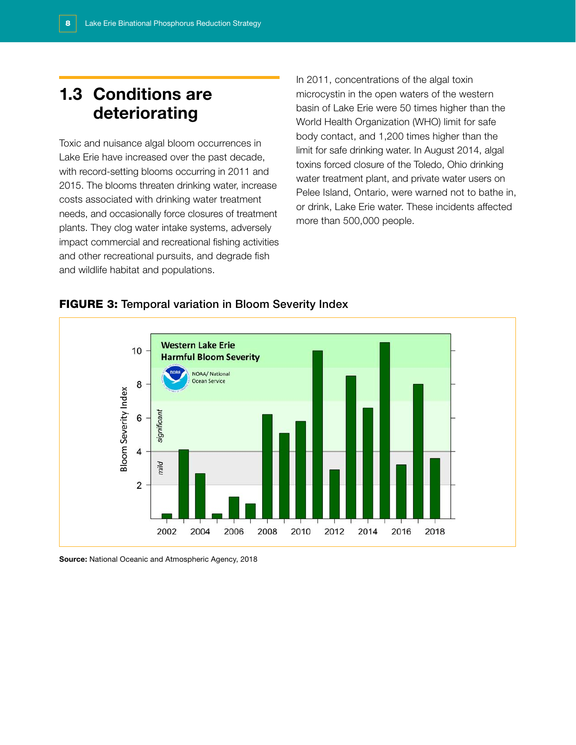## 1.3 Conditions are deteriorating

Toxic and nuisance algal bloom occurrences in Lake Erie have increased over the past decade, with record-setting blooms occurring in 2011 and 2015. The blooms threaten drinking water, increase costs associated with drinking water treatment needs, and occasionally force closures of treatment plants. They clog water intake systems, adversely impact commercial and recreational fishing activities and other recreational pursuits, and degrade fish and wildlife habitat and populations.

In 2011, concentrations of the algal toxin microcystin in the open waters of the western basin of Lake Erie were 50 times higher than the World Health Organization (WHO) limit for safe body contact, and 1,200 times higher than the limit for safe drinking water. In August 2014, algal toxins forced closure of the Toledo, Ohio drinking water treatment plant, and private water users on Pelee Island, Ontario, were warned not to bathe in, or drink, Lake Erie water. These incidents affected more than 500,000 people.

**FIGURE 3:** Temporal variation in Bloom Severity Index

**Source:** National Oceanic and Atmospheric Agency, 2018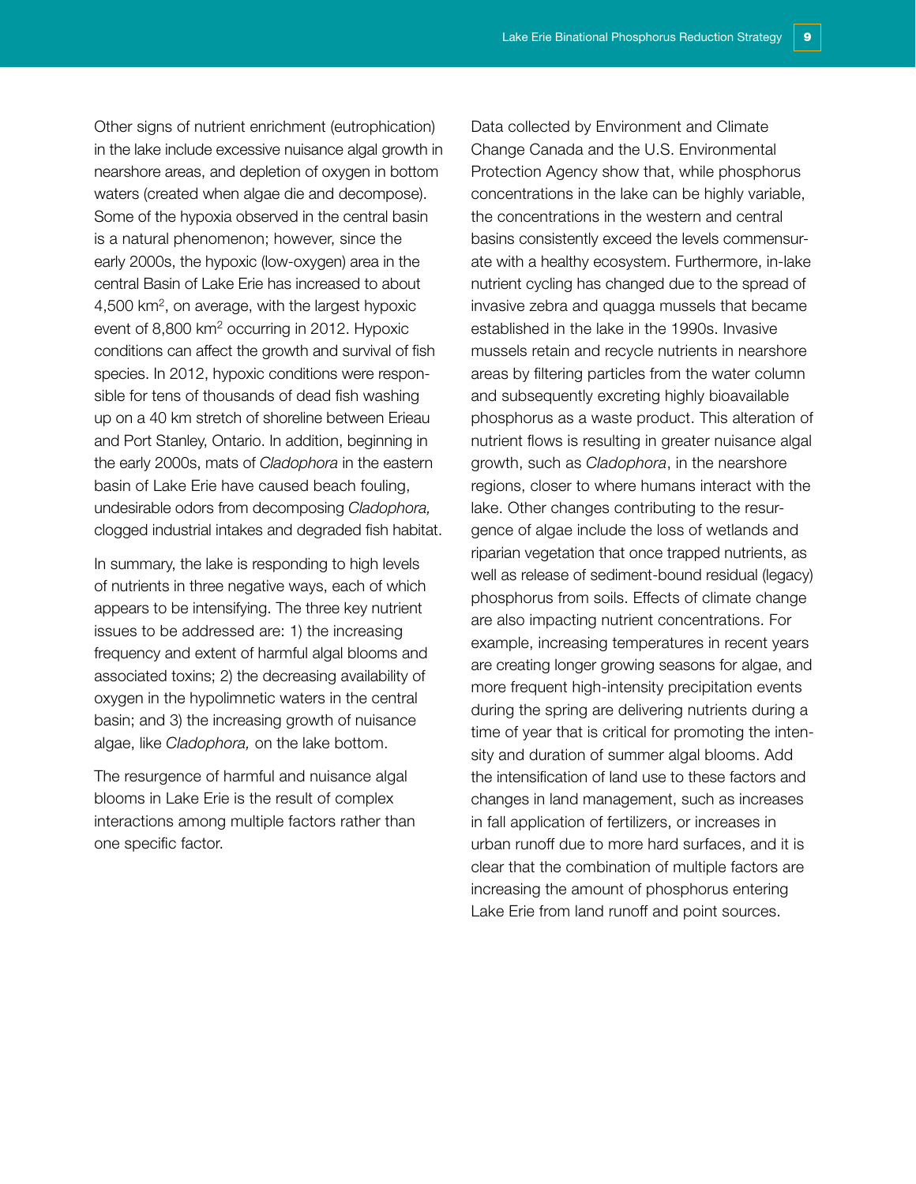Other signs of nutrient enrichment (eutrophication) in the lake include excessive nuisance algal growth in nearshore areas, and depletion of oxygen in bottom waters (created when algae die and decompose). Some of the hypoxia observed in the central basin is a natural phenomenon; however, since the early 2000s, the hypoxic (low-oxygen) area in the central Basin of Lake Erie has increased to about 4,500 $km^2$, on average, with the largest hypoxic event of 8,800 $km^2$ occurring in 2012. Hypoxic conditions can affect the growth and survival of fish species. In 2012, hypoxic conditions were responsible for tens of thousands of dead fish washing up on a 40 km stretch of shoreline between Erieau and Port Stanley, Ontario. In addition, beginning in the early 2000s, mats of *Cladophora* in the eastern basin of Lake Erie have caused beach fouling, undesirable odors from decomposing *Cladophora,* clogged industrial intakes and degraded fish habitat.

In summary, the lake is responding to high levels of nutrients in three negative ways, each of which appears to be intensifying. The three key nutrient issues to be addressed are: 1) the increasing frequency and extent of harmful algal blooms and associated toxins; 2) the decreasing availability of oxygen in the hypolimnetic waters in the central basin; and 3) the increasing growth of nuisance algae, like *Cladophora,* on the lake bottom.

The resurgence of harmful and nuisance algal blooms in Lake Erie is the result of complex interactions among multiple factors rather than one specific factor.

Data collected by Environment and Climate Change Canada and the U.S. Environmental Protection Agency show that, while phosphorus concentrations in the lake can be highly variable, the concentrations in the western and central basins consistently exceed the levels commensurate with a healthy ecosystem. Furthermore, in-lake nutrient cycling has changed due to the spread of invasive zebra and quagga mussels that became established in the lake in the 1990s. Invasive mussels retain and recycle nutrients in nearshore areas by filtering particles from the water column and subsequently excreting highly bioavailable phosphorus as a waste product. This alteration of nutrient flows is resulting in greater nuisance algal growth, such as *Cladophora*, in the nearshore regions, closer to where humans interact with the lake. Other changes contributing to the resurgence of algae include the loss of wetlands and riparian vegetation that once trapped nutrients, as well as release of sediment-bound residual (legacy) phosphorus from soils. Effects of climate change are also impacting nutrient concentrations. For example, increasing temperatures in recent years are creating longer growing seasons for algae, and more frequent high-intensity precipitation events during the spring are delivering nutrients during a time of year that is critical for promoting the intensity and duration of summer algal blooms. Add the intensification of land use to these factors and changes in land management, such as increases in fall application of fertilizers, or increases in urban runoff due to more hard surfaces, and it is clear that the combination of multiple factors are increasing the amount of phosphorus entering Lake Erie from land runoff and point sources.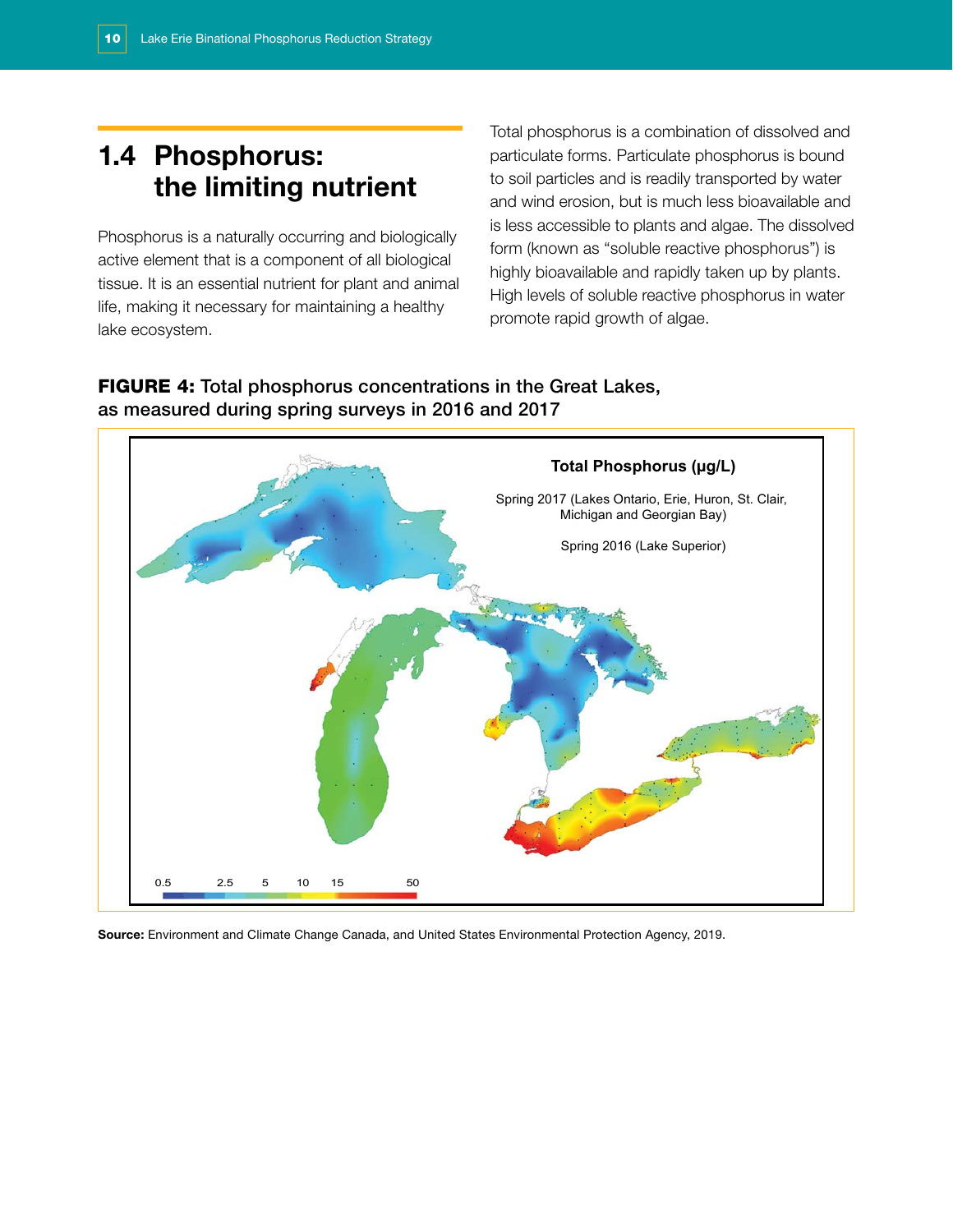## 1.4 Phosphorus: the limiting nutrient

Phosphorus is a naturally occurring and biologically active element that is a component of all biological tissue. It is an essential nutrient for plant and animal life, making it necessary for maintaining a healthy lake ecosystem.

Total phosphorus is a combination of dissolved and particulate forms. Particulate phosphorus is bound to soil particles and is readily transported by water and wind erosion, but is much less bioavailable and is less accessible to plants and algae. The dissolved form (known as "soluble reactive phosphorus") is highly bioavailable and rapidly taken up by plants. High levels of soluble reactive phosphorus in water promote rapid growth of algae.

**FIGURE 4:** Total phosphorus concentrations in the Great Lakes, as measured during spring surveys in 2016 and 2017

Total Phosphorus (µg/L)

Spring 2017 (Lakes Ontario, Erie, Huron, St. Clair, Michigan and Georgian Bay)

Spring 2016 (Lake Superior)

0.5 2.5 5 10 15 50

**Source:** Environment and Climate Change Canada, and United States Environmental Protection Agency, 2019.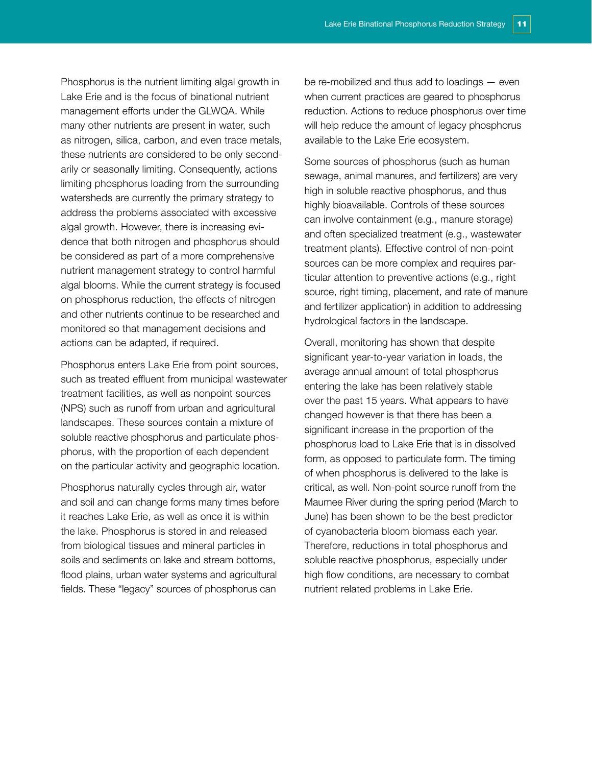Phosphorus is the nutrient limiting algal growth in Lake Erie and is the focus of binational nutrient management efforts under the GLWQA. While many other nutrients are present in water, such as nitrogen, silica, carbon, and even trace metals, these nutrients are considered to be only secondarily or seasonally limiting. Consequently, actions limiting phosphorus loading from the surrounding watersheds are currently the primary strategy to address the problems associated with excessive algal growth. However, there is increasing evidence that both nitrogen and phosphorus should be considered as part of a more comprehensive nutrient management strategy to control harmful algal blooms. While the current strategy is focused on phosphorus reduction, the effects of nitrogen and other nutrients continue to be researched and monitored so that management decisions and actions can be adapted, if required.

Phosphorus enters Lake Erie from point sources, such as treated effluent from municipal wastewater treatment facilities, as well as nonpoint sources (NPS) such as runoff from urban and agricultural landscapes. These sources contain a mixture of soluble reactive phosphorus and particulate phosphorus, with the proportion of each dependent on the particular activity and geographic location.

Phosphorus naturally cycles through air, water and soil and can change forms many times before it reaches Lake Erie, as well as once it is within the lake. Phosphorus is stored in and released from biological tissues and mineral particles in soils and sediments on lake and stream bottoms, flood plains, urban water systems and agricultural fields. These "legacy" sources of phosphorus can be re-mobilized and thus add to loadings — even when current practices are geared to phosphorus reduction. Actions to reduce phosphorus over time will help reduce the amount of legacy phosphorus available to the Lake Erie ecosystem.

Some sources of phosphorus (such as human sewage, animal manures, and fertilizers) are very high in soluble reactive phosphorus, and thus highly bioavailable. Controls of these sources can involve containment (e.g., manure storage) and often specialized treatment (e.g., wastewater treatment plants). Effective control of non-point sources can be more complex and requires particular attention to preventive actions (e.g., right source, right timing, placement, and rate of manure and fertilizer application) in addition to addressing hydrological factors in the landscape.

Overall, monitoring has shown that despite significant year-to-year variation in loads, the average annual amount of total phosphorus entering the lake has been relatively stable over the past 15 years. What appears to have changed however is that there has been a significant increase in the proportion of the phosphorus load to Lake Erie that is in dissolved form, as opposed to particulate form. The timing of when phosphorus is delivered to the lake is critical, as well. Non-point source runoff from the Maumee River during the spring period (March to June) has been shown to be the best predictor of cyanobacteria bloom biomass each year. Therefore, reductions in total phosphorus and soluble reactive phosphorus, especially under high flow conditions, are necessary to combat nutrient related problems in Lake Erie.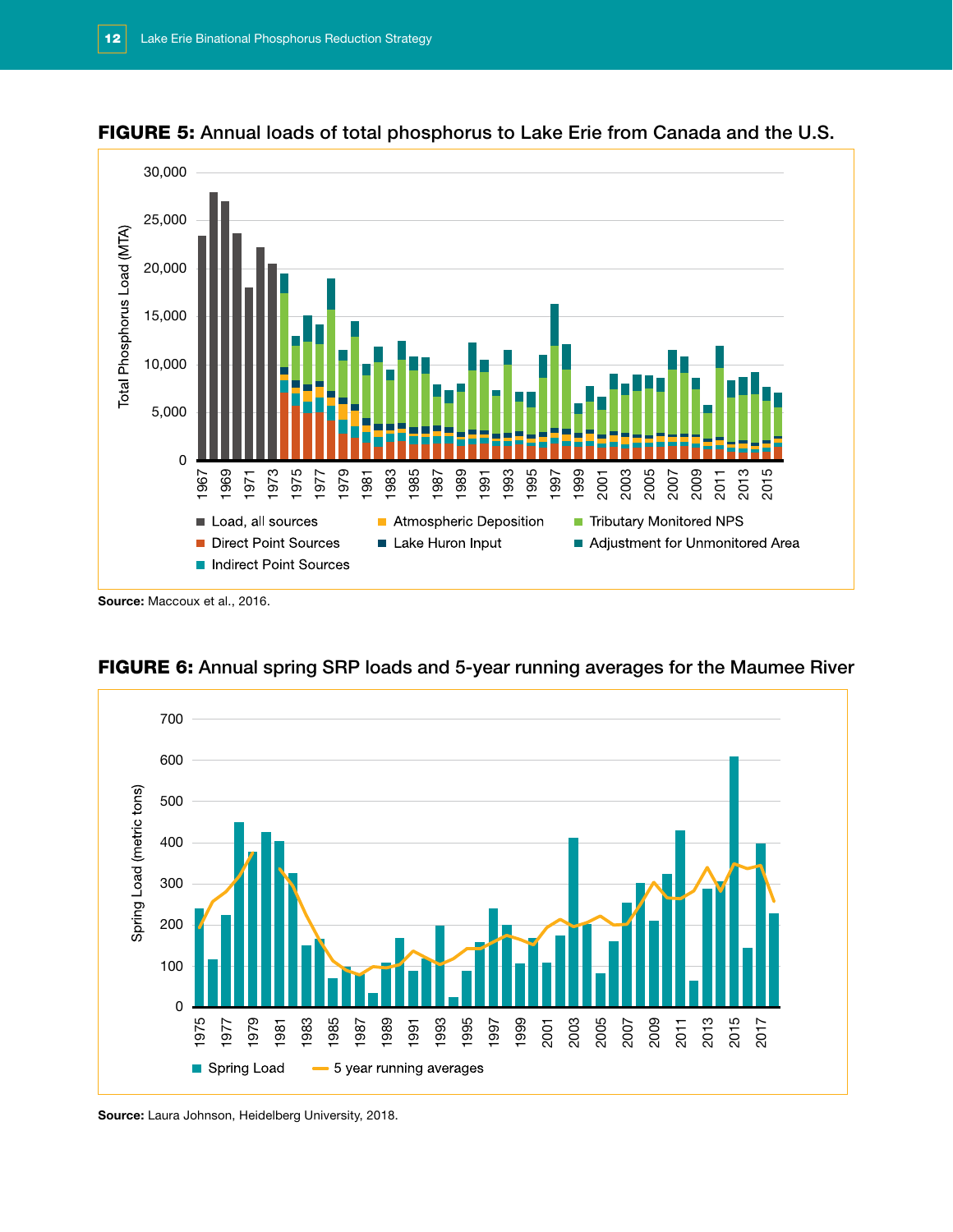**FIGURE 5:** Annual loads of total phosphorus to Lake Erie from Canada and the U.S.

**Source:** Maccoux et al., 2016.

**FIGURE 6:** Annual spring SRP loads and 5-year running averages for the Maumee River

**Source:** Laura Johnson, Heidelberg University, 2018.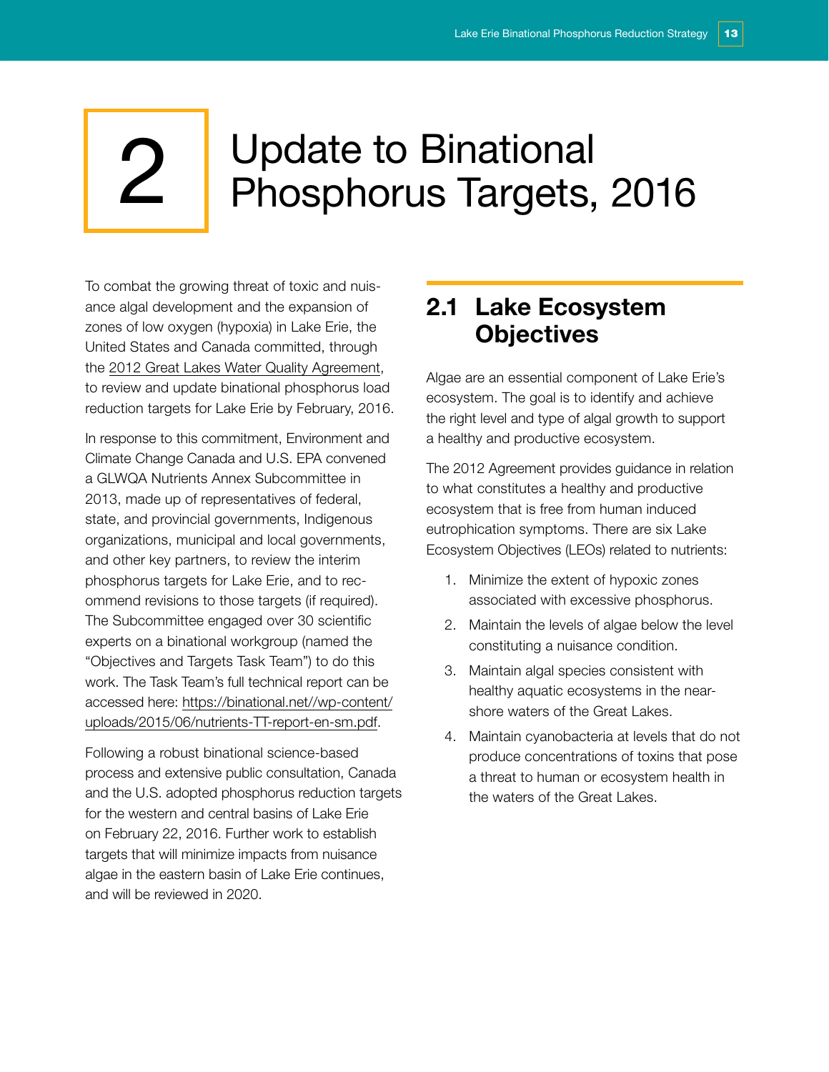# 2 Update to Binational Phosphorus Targets, 2016

To combat the growing threat of toxic and nuisance algal development and the expansion of zones of low oxygen (hypoxia) in Lake Erie, the United States and Canada committed, through the 2012 Great Lakes Water Quality Agreement, to review and update binational phosphorus load reduction targets for Lake Erie by February, 2016.

In response to this commitment, Environment and Climate Change Canada and U.S. EPA convened a GLWQA Nutrients Annex Subcommittee in 2013, made up of representatives of federal, state, and provincial governments, Indigenous organizations, municipal and local governments, and other key partners, to review the interim phosphorus targets for Lake Erie, and to recommend revisions to those targets (if required). The Subcommittee engaged over 30 scientific experts on a binational workgroup (named the "Objectives and Targets Task Team") to do this work. The Task Team's full technical report can be accessed here: https://binational.net//wp-content/uploads/2015/06/nutrients-TT-report-en-sm.pdf.

Following a robust binational science-based process and extensive public consultation, Canada and the U.S. adopted phosphorus reduction targets for the western and central basins of Lake Erie on February 22, 2016. Further work to establish targets that will minimize impacts from nuisance algae in the eastern basin of Lake Erie continues, and will be reviewed in 2020.

## 2.1 Lake Ecosystem Objectives

Algae are an essential component of Lake Erie's ecosystem. The goal is to identify and achieve the right level and type of algal growth to support a healthy and productive ecosystem.

The 2012 Agreement provides guidance in relation to what constitutes a healthy and productive ecosystem that is free from human induced eutrophication symptoms. There are six Lake Ecosystem Objectives (LEOs) related to nutrients:

1. Minimize the extent of hypoxic zones associated with excessive phosphorus.
2. Maintain the levels of algae below the level constituting a nuisance condition.
3. Maintain algal species consistent with healthy aquatic ecosystems in the near-shore waters of the Great Lakes.
4. Maintain cyanobacteria at levels that do not produce concentrations of toxins that pose a threat to human or ecosystem health in the waters of the Great Lakes.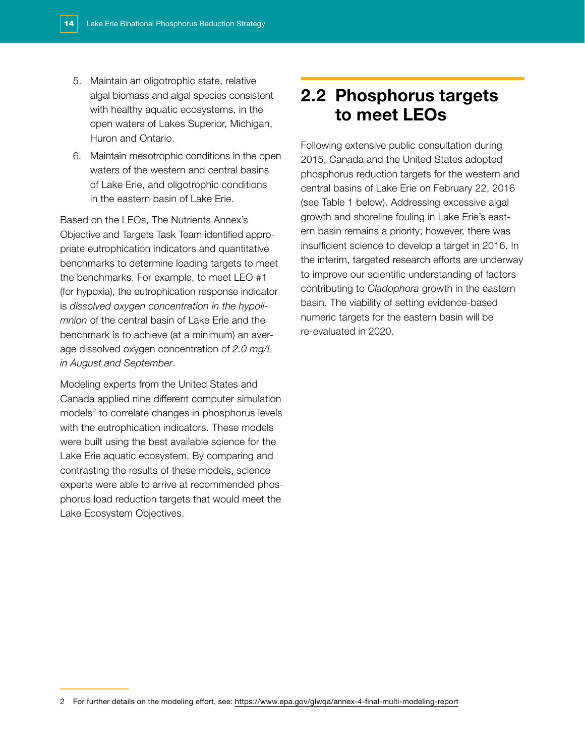5. Maintain an oligotrophic state, relative algal biomass and algal species consistent with healthy aquatic ecosystems, in the open waters of Lakes Superior, Michigan, Huron and Ontario.
6. Maintain mesotrophic conditions in the open waters of the western and central basins of Lake Erie, and oligotrophic conditions in the eastern basin of Lake Erie.

Based on the LEOs, The Nutrients Annex's Objective and Targets Task Team identified appropriate eutrophication indicators and quantitative benchmarks to determine loading targets to meet the benchmarks. For example, to meet LEO #1 (for hypoxia), the eutrophication response indicator is *dissolved oxygen concentration in the hypolimnion* of the central basin of Lake Erie and the benchmark is to achieve (at a minimum) an average dissolved oxygen concentration of *2.0 mg/L in August and September*.

Modeling experts from the United States and Canada applied nine different computer simulation models[2] to correlate changes in phosphorus levels with the eutrophication indicators. These models were built using the best available science for the Lake Erie aquatic ecosystem. By comparing and contrasting the results of these models, science experts were able to arrive at recommended phosphorus load reduction targets that would meet the Lake Ecosystem Objectives.

## 2.2 Phosphorus targets to meet LEOs

Following extensive public consultation during 2015, Canada and the United States adopted phosphorus reduction targets for the western and central basins of Lake Erie on February 22, 2016 (see Table 1 below). Addressing excessive algal growth and shoreline fouling in Lake Erie's eastern basin remains a priority; however, there was insufficient science to develop a target in 2016. In the interim, targeted research efforts are underway to improve our scientific understanding of factors contributing to *Cladophora* growth in the eastern basin. The viability of setting evidence-based numeric targets for the eastern basin will be re-evaluated in 2020.

2 For further details on the modeling effort, see: https://www.epa.gov/glwqa/annex-4-final-multi-modeling-report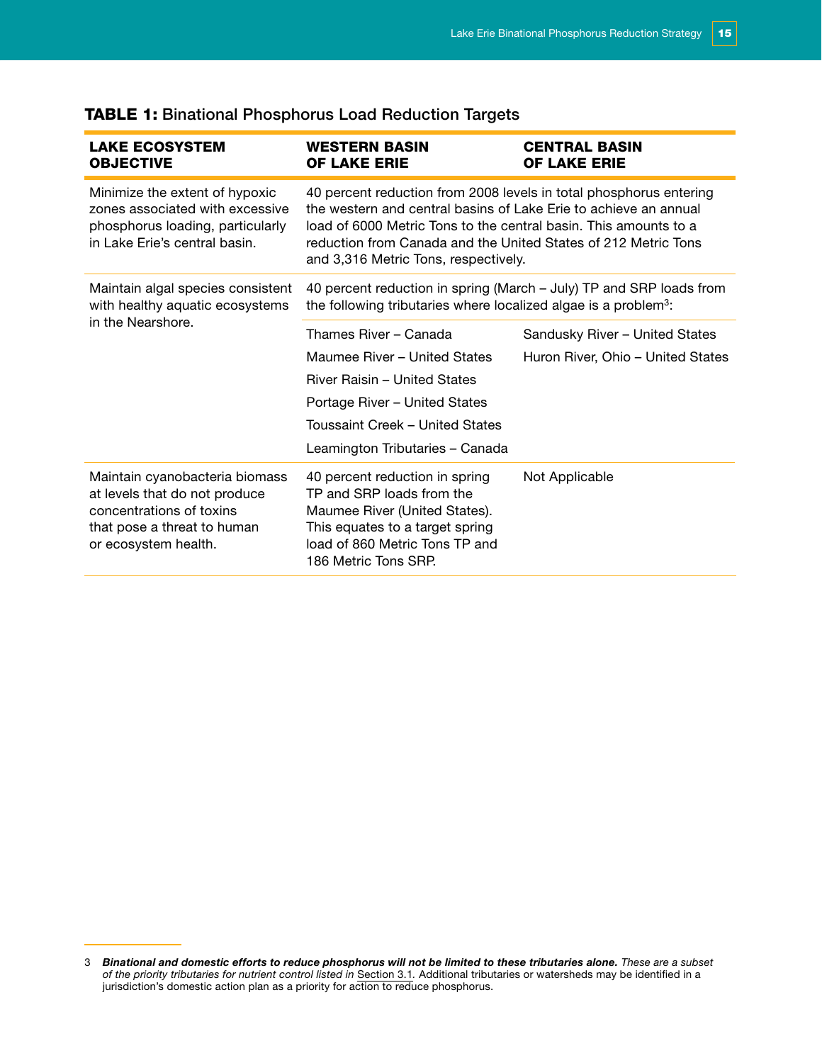**TABLE 1:** Binational Phosphorus Load Reduction Targets

| LAKE ECOSYSTEM OBJECTIVE | WESTERN BASIN OF LAKE ERIE | CENTRAL BASIN OF LAKE ERIE |
|---|---|---|
| Minimize the extent of hypoxic zones associated with excessive phosphorus loading, particularly in Lake Erie's central basin. | 40 percent reduction from 2008 levels in total phosphorus entering the western and central basins of Lake Erie to achieve an annual load of 6000 Metric Tons to the central basin. This amounts to a reduction from Canada and the United States of 212 Metric Tons and 3,316 Metric Tons, respectively. | |
| Maintain algal species consistent with healthy aquatic ecosystems in the Nearshore. | 40 percent reduction in spring (March – July) TP and SRP loads from the following tributaries where localized algae is a problem[3]: | |
| | Thames River – Canada<br>Maumee River – United States<br>River Raisin – United States<br>Portage River – United States<br>Toussaint Creek – United States<br>Leamington Tributaries – Canada | Sandusky River – United States<br>Huron River, Ohio – United States |
| Maintain cyanobacteria biomass at levels that do not produce concentrations of toxins that pose a threat to human or ecosystem health. | 40 percent reduction in spring TP and SRP loads from the Maumee River (United States). This equates to a target spring load of 860 Metric Tons TP and 186 Metric Tons SRP. | Not Applicable |

3 ***Binational and domestic efforts to reduce phosphorus will not be limited to these tributaries alone.*** *These are a subset of the priority tributaries for nutrient control listed in* Section 3.1. Additional tributaries or watersheds may be identified in a jurisdiction's domestic action plan as a priority for action to reduce phosphorus.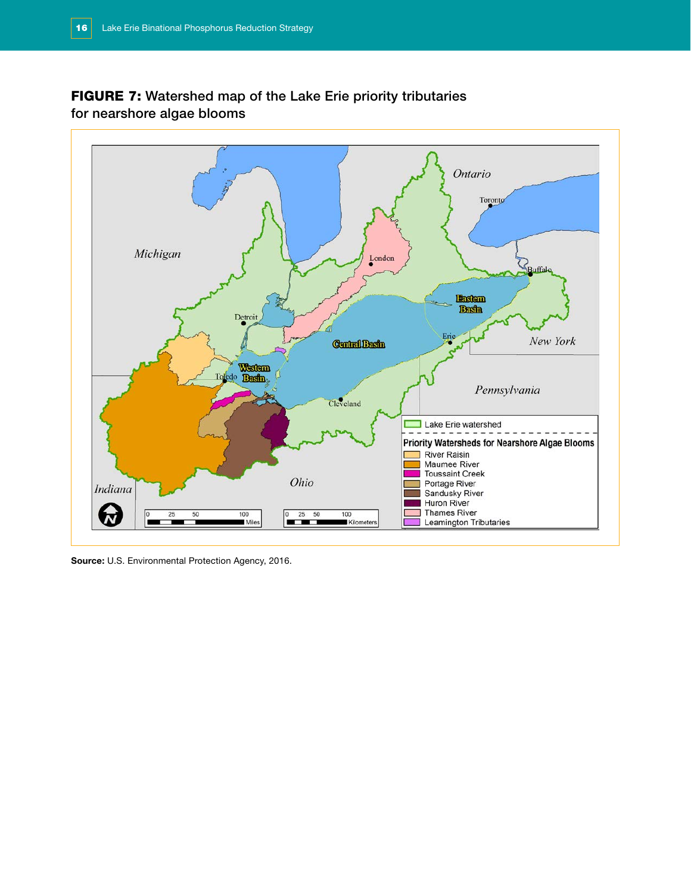**FIGURE 7:** Watershed map of the Lake Erie priority tributaries for nearshore algae blooms

**Source:** U.S. Environmental Protection Agency, 2016.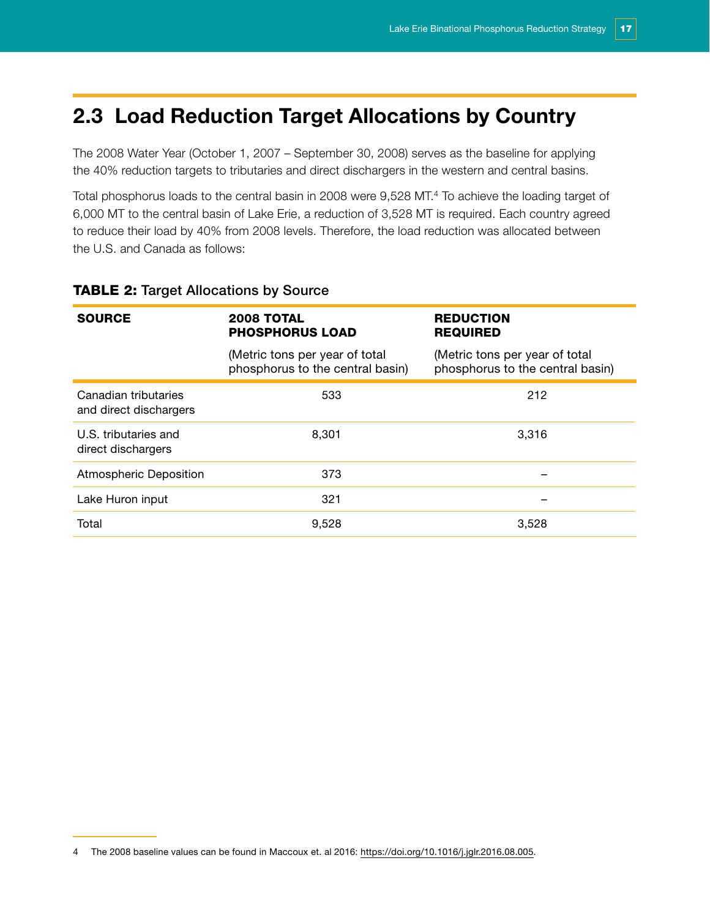## 2.3 Load Reduction Target Allocations by Country

The 2008 Water Year (October 1, 2007 – September 30, 2008) serves as the baseline for applying the 40% reduction targets to tributaries and direct dischargers in the western and central basins.

Total phosphorus loads to the central basin in 2008 were 9,528 MT.[4] To achieve the loading target of 6,000 MT to the central basin of Lake Erie, a reduction of 3,528 MT is required. Each country agreed to reduce their load by 40% from 2008 levels. Therefore, the load reduction was allocated between the U.S. and Canada as follows:

**TABLE 2:** Target Allocations by Source

| SOURCE | 2008 TOTAL PHOSPHORUS LOAD (Metric tons per year of total phosphorus to the central basin) | REDUCTION REQUIRED (Metric tons per year of total phosphorus to the central basin) |
|---|---|---|
| Canadian tributaries and direct dischargers | 533 | 212 |
| U.S. tributaries and direct dischargers | 8,301 | 3,316 |
| Atmospheric Deposition | 373 | – |
| Lake Huron input | 321 | – |
| Total | 9,528 | 3,528 |

4 The 2008 baseline values can be found in Maccoux et. al 2016: https://doi.org/10.1016/j.jglr.2016.08.005.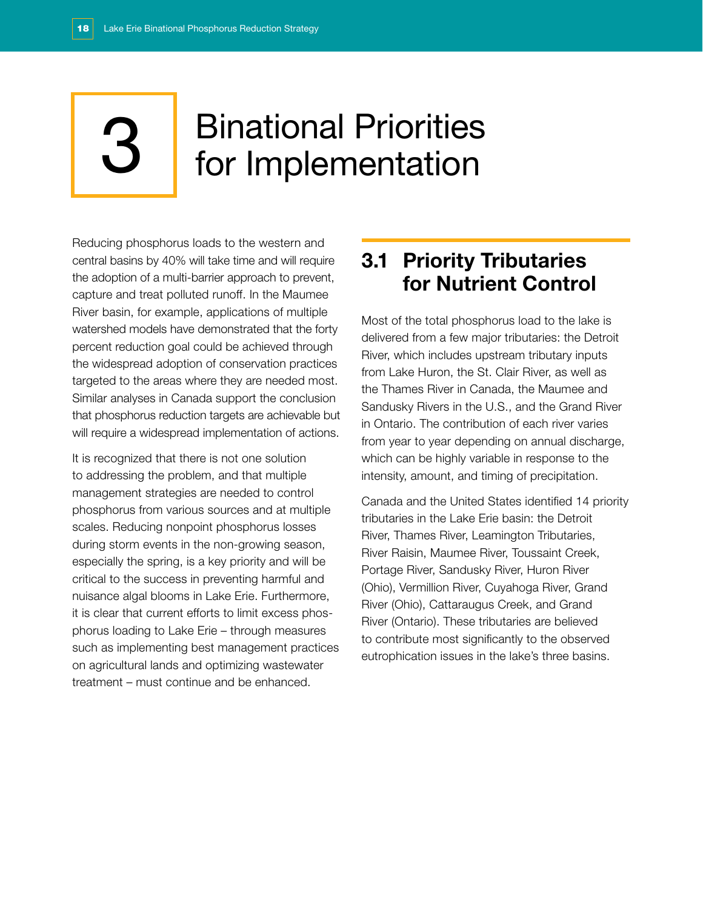# 3 Binational Priorities for Implementation

Reducing phosphorus loads to the western and central basins by 40% will take time and will require the adoption of a multi-barrier approach to prevent, capture and treat polluted runoff. In the Maumee River basin, for example, applications of multiple watershed models have demonstrated that the forty percent reduction goal could be achieved through the widespread adoption of conservation practices targeted to the areas where they are needed most. Similar analyses in Canada support the conclusion that phosphorus reduction targets are achievable but will require a widespread implementation of actions.

It is recognized that there is not one solution to addressing the problem, and that multiple management strategies are needed to control phosphorus from various sources and at multiple scales. Reducing nonpoint phosphorus losses during storm events in the non-growing season, especially the spring, is a key priority and will be critical to the success in preventing harmful and nuisance algal blooms in Lake Erie. Furthermore, it is clear that current efforts to limit excess phosphorus loading to Lake Erie – through measures such as implementing best management practices on agricultural lands and optimizing wastewater treatment – must continue and be enhanced.

## 3.1 Priority Tributaries for Nutrient Control

Most of the total phosphorus load to the lake is delivered from a few major tributaries: the Detroit River, which includes upstream tributary inputs from Lake Huron, the St. Clair River, as well as the Thames River in Canada, the Maumee and Sandusky Rivers in the U.S., and the Grand River in Ontario. The contribution of each river varies from year to year depending on annual discharge, which can be highly variable in response to the intensity, amount, and timing of precipitation.

Canada and the United States identified 14 priority tributaries in the Lake Erie basin: the Detroit River, Thames River, Leamington Tributaries, River Raisin, Maumee River, Toussaint Creek, Portage River, Sandusky River, Huron River (Ohio), Vermillion River, Cuyahoga River, Grand River (Ohio), Cattaraugus Creek, and Grand River (Ontario). These tributaries are believed to contribute most significantly to the observed eutrophication issues in the lake's three basins.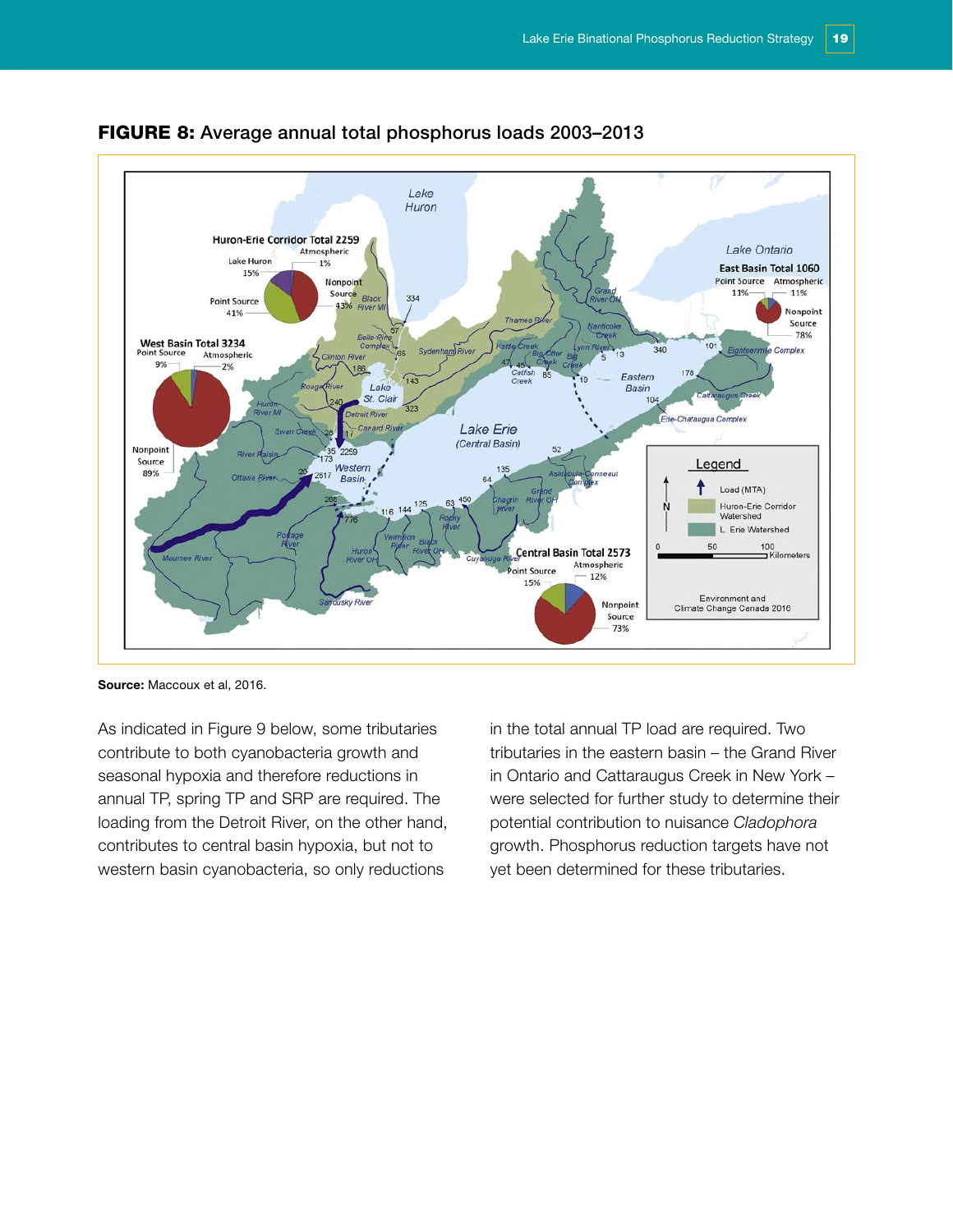**FIGURE 8:** Average annual total phosphorus loads 2003–2013

**Source:** Maccoux et al, 2016.

As indicated in Figure 9 below, some tributaries contribute to both cyanobacteria growth and seasonal hypoxia and therefore reductions in annual TP, spring TP and SRP are required. The loading from the Detroit River, on the other hand, contributes to central basin hypoxia, but not to western basin cyanobacteria, so only reductions in the total annual TP load are required. Two tributaries in the eastern basin – the Grand River in Ontario and Cattaraugus Creek in New York – were selected for further study to determine their potential contribution to nuisance *Cladophora* growth. Phosphorus reduction targets have not yet been determined for these tributaries.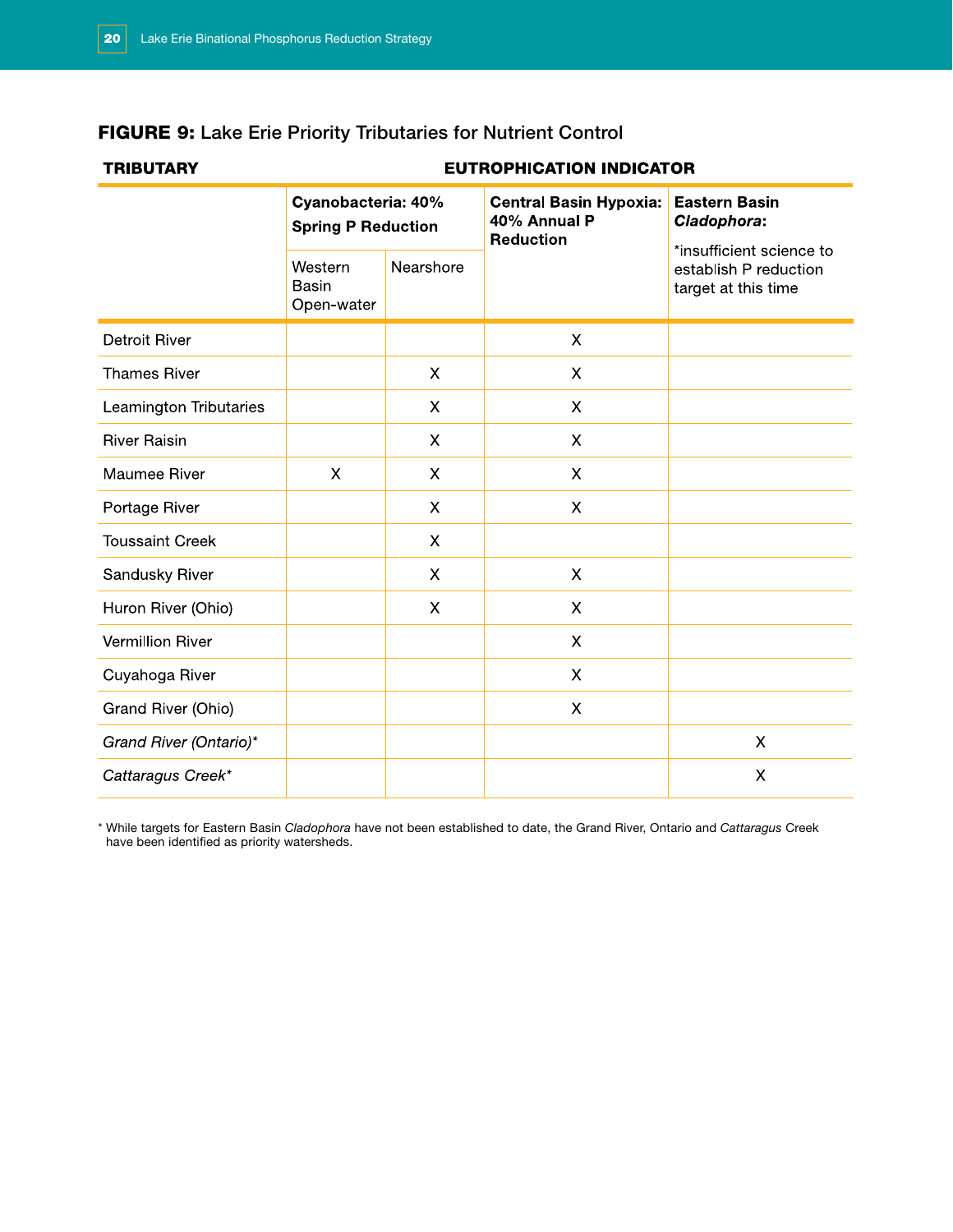## FIGURE 9: Lake Erie Priority Tributaries for Nutrient Control

| TRIBUTARY | EUTROPHICATION INDICATOR | | | |
|---|---|---|---|---|
| | **Cyanobacteria: 40% Spring P Reduction** | | **Central Basin Hypoxia: 40% Annual P Reduction** | **Eastern Basin *Cladophora*:** *insufficient science to establish P reduction target at this time |
| | Western Basin Open-water | Nearshore | | |
| Detroit River | | | X | |
| Thames River | | X | X | |
| Leamington Tributaries | | X | X | |
| River Raisin | | X | X | |
| Maumee River | X | X | X | |
| Portage River | | X | X | |
| Toussaint Creek | | X | | |
| Sandusky River | | X | X | |
| Huron River (Ohio) | | X | X | |
| Vermillion River | | | X | |
| Cuyahoga River | | | X | |
| Grand River (Ohio) | | | X | |
| *Grand River (Ontario)** | | | | X |
| *Cattaragus Creek** | | | | X |

* While targets for Eastern Basin *Cladophora* have not been established to date, the Grand River, Ontario and *Cattaragus* Creek have been identified as priority watersheds.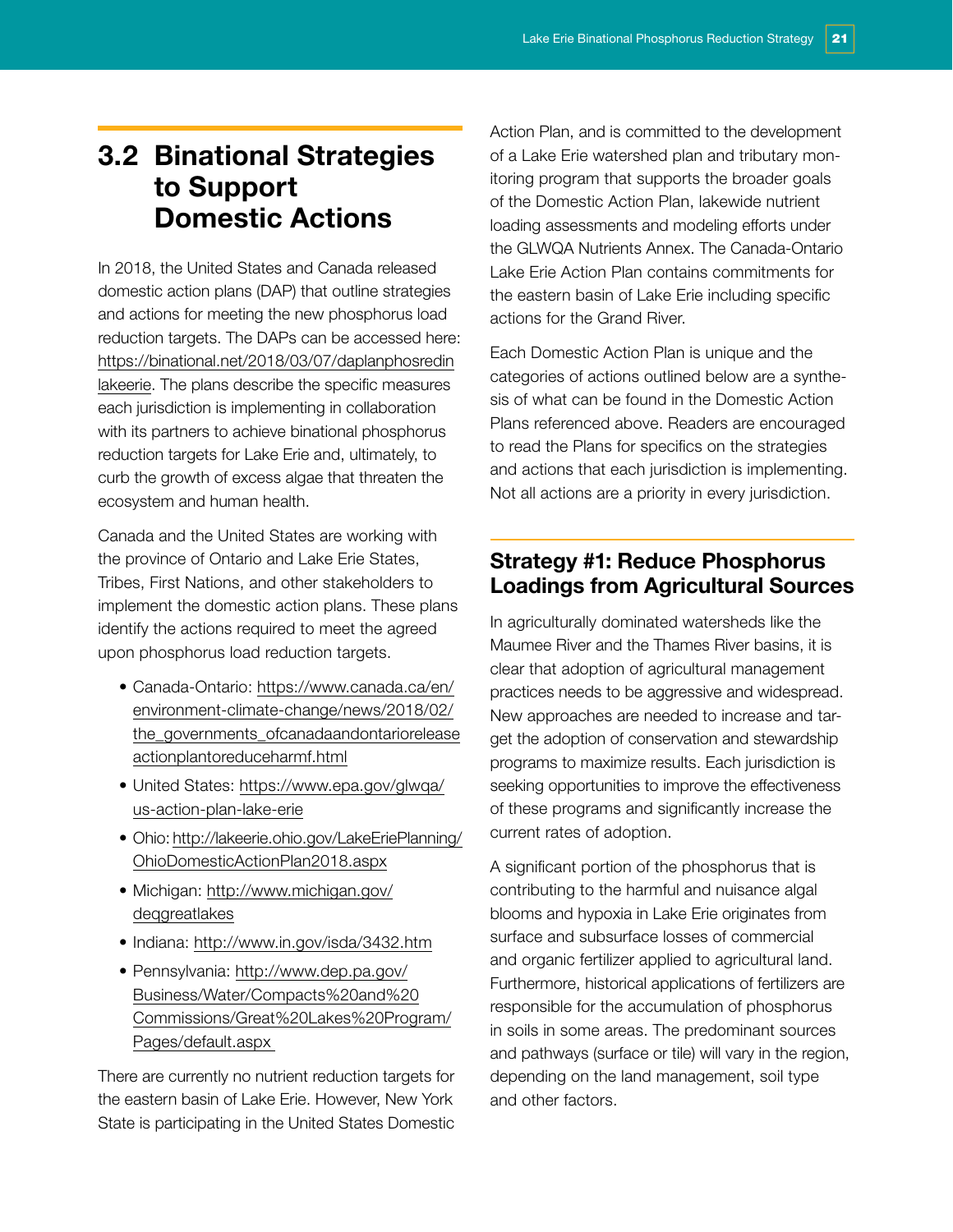## 3.2 Binational Strategies to Support Domestic Actions

In 2018, the United States and Canada released domestic action plans (DAP) that outline strategies and actions for meeting the new phosphorus load reduction targets. The DAPs can be accessed here: https://binational.net/2018/03/07/daplanphosredinlakeerie. The plans describe the specific measures each jurisdiction is implementing in collaboration with its partners to achieve binational phosphorus reduction targets for Lake Erie and, ultimately, to curb the growth of excess algae that threaten the ecosystem and human health.

Canada and the United States are working with the province of Ontario and Lake Erie States, Tribes, First Nations, and other stakeholders to implement the domestic action plans. These plans identify the actions required to meet the agreed upon phosphorus load reduction targets.

- Canada-Ontario: https://www.canada.ca/en/environment-climate-change/news/2018/02/the_governments_ofcanadaandontarioreleaseactionplantoreduceharmf.html
- United States: https://www.epa.gov/glwqa/us-action-plan-lake-erie
- Ohio: http://lakeerie.ohio.gov/LakeEriePlanning/OhioDomesticActionPlan2018.aspx
- Michigan: http://www.michigan.gov/deqgreatlakes
- Indiana: http://www.in.gov/isda/3432.htm
- Pennsylvania: http://www.dep.pa.gov/Business/Water/Compacts%20and%20Commissions/Great%20Lakes%20Program/Pages/default.aspx

There are currently no nutrient reduction targets for the eastern basin of Lake Erie. However, New York State is participating in the United States Domestic Action Plan, and is committed to the development of a Lake Erie watershed plan and tributary monitoring program that supports the broader goals of the Domestic Action Plan, lakewide nutrient loading assessments and modeling efforts under the GLWQA Nutrients Annex. The Canada-Ontario Lake Erie Action Plan contains commitments for the eastern basin of Lake Erie including specific actions for the Grand River.

Each Domestic Action Plan is unique and the categories of actions outlined below are a synthesis of what can be found in the Domestic Action Plans referenced above. Readers are encouraged to read the Plans for specifics on the strategies and actions that each jurisdiction is implementing. Not all actions are a priority in every jurisdiction.

### Strategy #1: Reduce Phosphorus Loadings from Agricultural Sources

In agriculturally dominated watersheds like the Maumee River and the Thames River basins, it is clear that adoption of agricultural management practices needs to be aggressive and widespread. New approaches are needed to increase and target the adoption of conservation and stewardship programs to maximize results. Each jurisdiction is seeking opportunities to improve the effectiveness of these programs and significantly increase the current rates of adoption.

A significant portion of the phosphorus that is contributing to the harmful and nuisance algal blooms and hypoxia in Lake Erie originates from surface and subsurface losses of commercial and organic fertilizer applied to agricultural land. Furthermore, historical applications of fertilizers are responsible for the accumulation of phosphorus in soils in some areas. The predominant sources and pathways (surface or tile) will vary in the region, depending on the land management, soil type and other factors.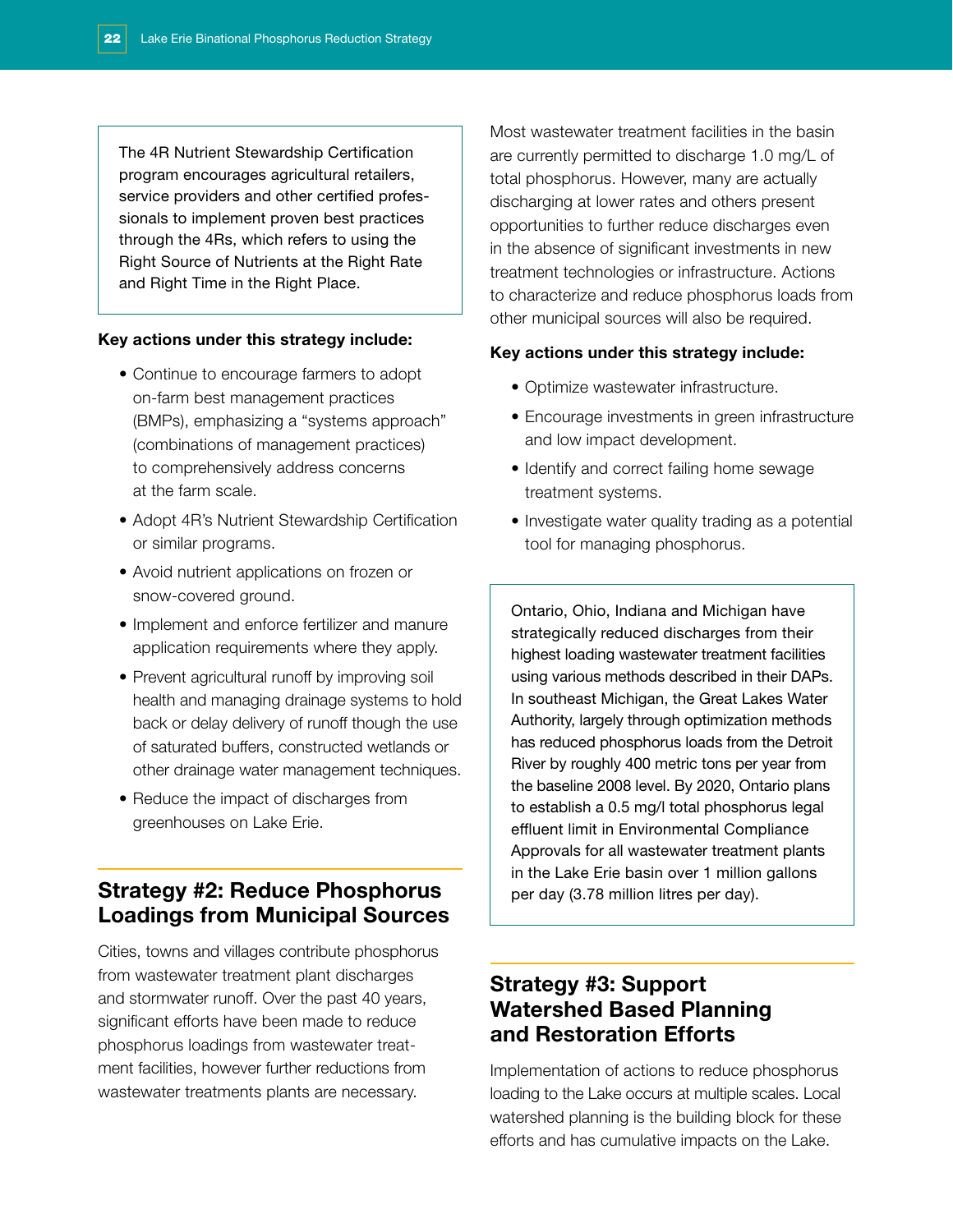The 4R Nutrient Stewardship Certification program encourages agricultural retailers, service providers and other certified professionals to implement proven best practices through the 4Rs, which refers to using the Right Source of Nutrients at the Right Rate and Right Time in the Right Place.

**Key actions under this strategy include:**

- Continue to encourage farmers to adopt on-farm best management practices (BMPs), emphasizing a "systems approach" (combinations of management practices) to comprehensively address concerns at the farm scale.
- Adopt 4R's Nutrient Stewardship Certification or similar programs.
- Avoid nutrient applications on frozen or snow-covered ground.
- Implement and enforce fertilizer and manure application requirements where they apply.
- Prevent agricultural runoff by improving soil health and managing drainage systems to hold back or delay delivery of runoff though the use of saturated buffers, constructed wetlands or other drainage water management techniques.
- Reduce the impact of discharges from greenhouses on Lake Erie.

## Strategy #2: Reduce Phosphorus Loadings from Municipal Sources

Cities, towns and villages contribute phosphorus from wastewater treatment plant discharges and stormwater runoff. Over the past 40 years, significant efforts have been made to reduce phosphorus loadings from wastewater treatment facilities, however further reductions from wastewater treatments plants are necessary.

Most wastewater treatment facilities in the basin are currently permitted to discharge 1.0 mg/L of total phosphorus. However, many are actually discharging at lower rates and others present opportunities to further reduce discharges even in the absence of significant investments in new treatment technologies or infrastructure. Actions to characterize and reduce phosphorus loads from other municipal sources will also be required.

**Key actions under this strategy include:**

- Optimize wastewater infrastructure.
- Encourage investments in green infrastructure and low impact development.
- Identify and correct failing home sewage treatment systems.
- Investigate water quality trading as a potential tool for managing phosphorus.

Ontario, Ohio, Indiana and Michigan have strategically reduced discharges from their highest loading wastewater treatment facilities using various methods described in their DAPs. In southeast Michigan, the Great Lakes Water Authority, largely through optimization methods has reduced phosphorus loads from the Detroit River by roughly 400 metric tons per year from the baseline 2008 level. By 2020, Ontario plans to establish a 0.5 mg/l total phosphorus legal effluent limit in Environmental Compliance Approvals for all wastewater treatment plants in the Lake Erie basin over 1 million gallons per day (3.78 million litres per day).

## Strategy #3: Support Watershed Based Planning and Restoration Efforts

Implementation of actions to reduce phosphorus loading to the Lake occurs at multiple scales. Local watershed planning is the building block for these efforts and has cumulative impacts on the Lake.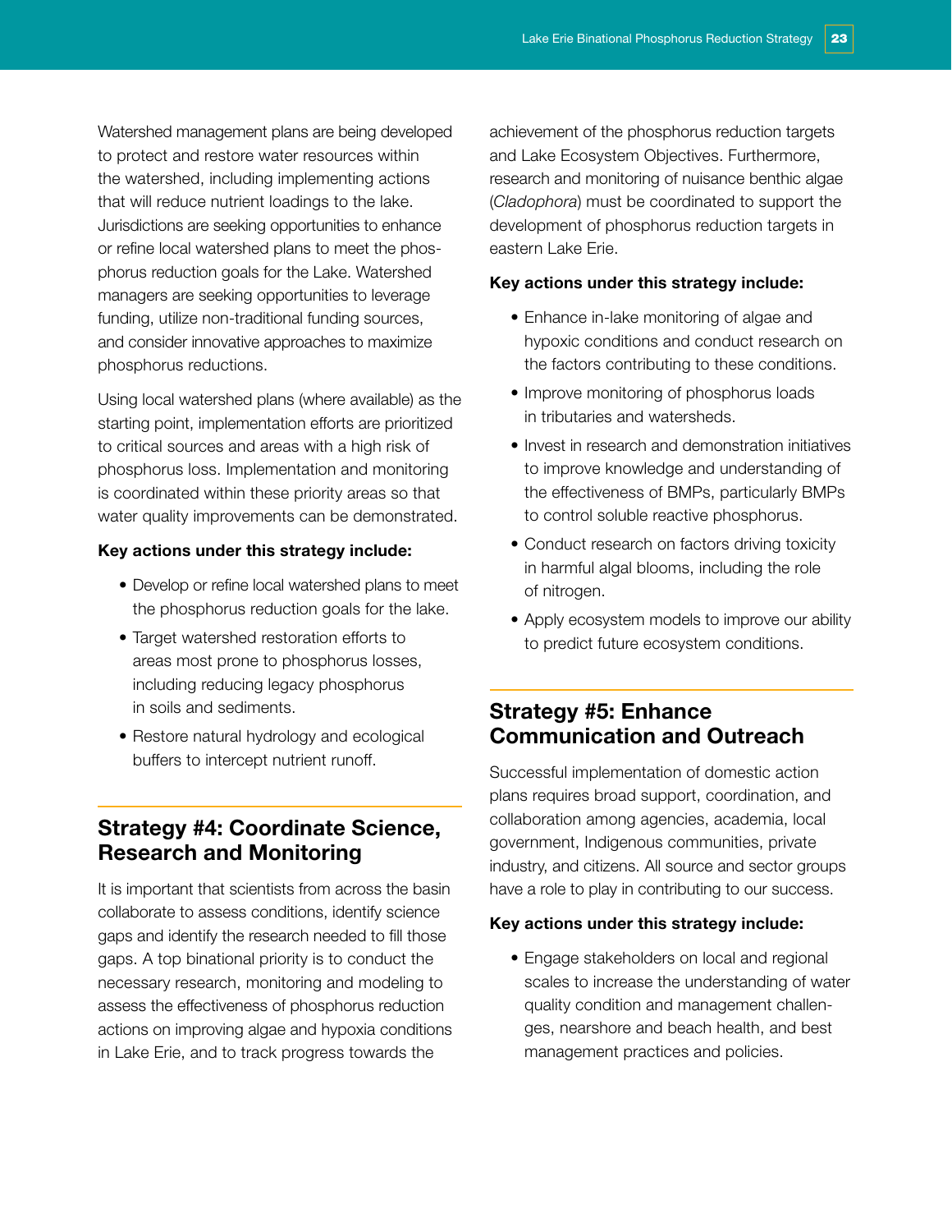Watershed management plans are being developed to protect and restore water resources within the watershed, including implementing actions that will reduce nutrient loadings to the lake. Jurisdictions are seeking opportunities to enhance or refine local watershed plans to meet the phosphorus reduction goals for the Lake. Watershed managers are seeking opportunities to leverage funding, utilize non-traditional funding sources, and consider innovative approaches to maximize phosphorus reductions.

Using local watershed plans (where available) as the starting point, implementation efforts are prioritized to critical sources and areas with a high risk of phosphorus loss. Implementation and monitoring is coordinated within these priority areas so that water quality improvements can be demonstrated.

**Key actions under this strategy include:**

- Develop or refine local watershed plans to meet the phosphorus reduction goals for the lake.
- Target watershed restoration efforts to areas most prone to phosphorus losses, including reducing legacy phosphorus in soils and sediments.
- Restore natural hydrology and ecological buffers to intercept nutrient runoff.

## Strategy #4: Coordinate Science, Research and Monitoring

It is important that scientists from across the basin collaborate to assess conditions, identify science gaps and identify the research needed to fill those gaps. A top binational priority is to conduct the necessary research, monitoring and modeling to assess the effectiveness of phosphorus reduction actions on improving algae and hypoxia conditions in Lake Erie, and to track progress towards the achievement of the phosphorus reduction targets and Lake Ecosystem Objectives. Furthermore, research and monitoring of nuisance benthic algae (*Cladophora*) must be coordinated to support the development of phosphorus reduction targets in eastern Lake Erie.

**Key actions under this strategy include:**

- Enhance in-lake monitoring of algae and hypoxic conditions and conduct research on the factors contributing to these conditions.
- Improve monitoring of phosphorus loads in tributaries and watersheds.
- Invest in research and demonstration initiatives to improve knowledge and understanding of the effectiveness of BMPs, particularly BMPs to control soluble reactive phosphorus.
- Conduct research on factors driving toxicity in harmful algal blooms, including the role of nitrogen.
- Apply ecosystem models to improve our ability to predict future ecosystem conditions.

## Strategy #5: Enhance Communication and Outreach

Successful implementation of domestic action plans requires broad support, coordination, and collaboration among agencies, academia, local government, Indigenous communities, private industry, and citizens. All source and sector groups have a role to play in contributing to our success.

**Key actions under this strategy include:**

- Engage stakeholders on local and regional scales to increase the understanding of water quality condition and management challenges, nearshore and beach health, and best management practices and policies.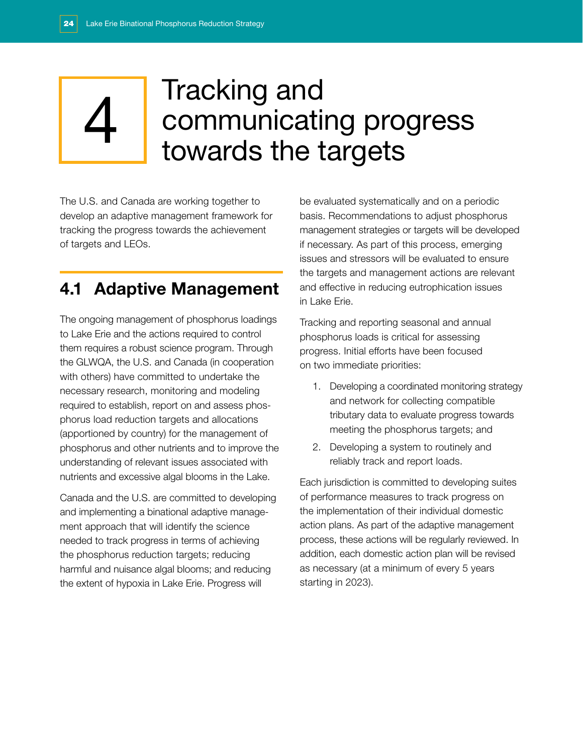# 4 Tracking and communicating progress towards the targets

The U.S. and Canada are working together to develop an adaptive management framework for tracking the progress towards the achievement of targets and LEOs.

## 4.1 Adaptive Management

The ongoing management of phosphorus loadings to Lake Erie and the actions required to control them requires a robust science program. Through the GLWQA, the U.S. and Canada (in cooperation with others) have committed to undertake the necessary research, monitoring and modeling required to establish, report on and assess phosphorus load reduction targets and allocations (apportioned by country) for the management of phosphorus and other nutrients and to improve the understanding of relevant issues associated with nutrients and excessive algal blooms in the Lake.

Canada and the U.S. are committed to developing and implementing a binational adaptive management approach that will identify the science needed to track progress in terms of achieving the phosphorus reduction targets; reducing harmful and nuisance algal blooms; and reducing the extent of hypoxia in Lake Erie. Progress will be evaluated systematically and on a periodic basis. Recommendations to adjust phosphorus management strategies or targets will be developed if necessary. As part of this process, emerging issues and stressors will be evaluated to ensure the targets and management actions are relevant and effective in reducing eutrophication issues in Lake Erie.

Tracking and reporting seasonal and annual phosphorus loads is critical for assessing progress. Initial efforts have been focused on two immediate priorities:

1. Developing a coordinated monitoring strategy and network for collecting compatible tributary data to evaluate progress towards meeting the phosphorus targets; and
2. Developing a system to routinely and reliably track and report loads.

Each jurisdiction is committed to developing suites of performance measures to track progress on the implementation of their individual domestic action plans. As part of the adaptive management process, these actions will be regularly reviewed. In addition, each domestic action plan will be revised as necessary (at a minimum of every 5 years starting in 2023).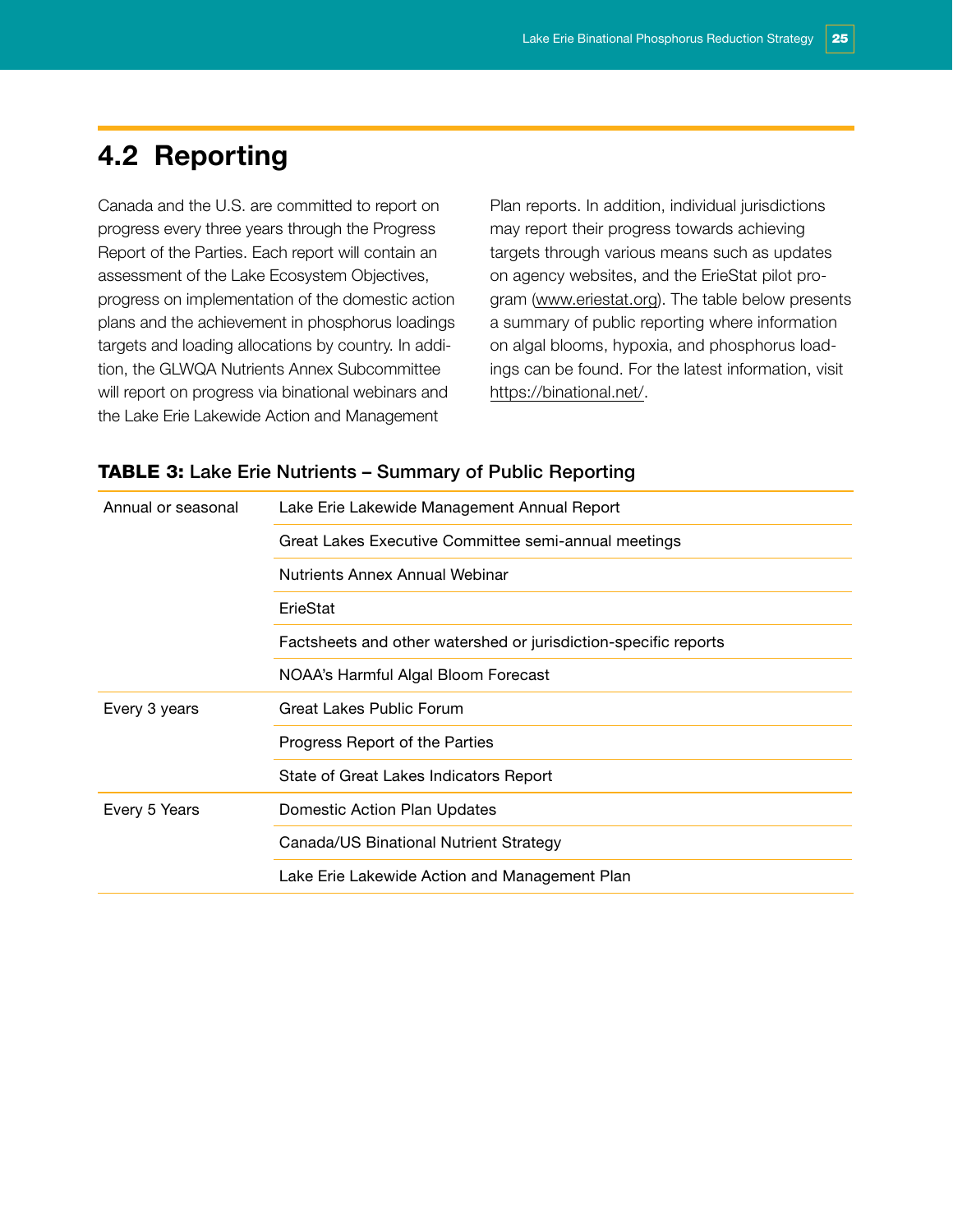## 4.2 Reporting

Canada and the U.S. are committed to report on progress every three years through the Progress Report of the Parties. Each report will contain an assessment of the Lake Ecosystem Objectives, progress on implementation of the domestic action plans and the achievement in phosphorus loadings targets and loading allocations by country. In addition, the GLWQA Nutrients Annex Subcommittee will report on progress via binational webinars and the Lake Erie Lakewide Action and Management Plan reports. In addition, individual jurisdictions may report their progress towards achieving targets through various means such as updates on agency websites, and the ErieStat pilot program (www.eriestat.org). The table below presents a summary of public reporting where information on algal blooms, hypoxia, and phosphorus loadings can be found. For the latest information, visit https://binational.net/.

**TABLE 3:** Lake Erie Nutrients – Summary of Public Reporting

| | |
|---|---|
| Annual or seasonal | Lake Erie Lakewide Management Annual Report |
| | Great Lakes Executive Committee semi-annual meetings |
| | Nutrients Annex Annual Webinar |
| | ErieStat |
| | Factsheets and other watershed or jurisdiction-specific reports |
| | NOAA's Harmful Algal Bloom Forecast |
| Every 3 years | Great Lakes Public Forum |
| | Progress Report of the Parties |
| | State of Great Lakes Indicators Report |
| Every 5 Years | Domestic Action Plan Updates |
| | Canada/US Binational Nutrient Strategy |
| | Lake Erie Lakewide Action and Management Plan |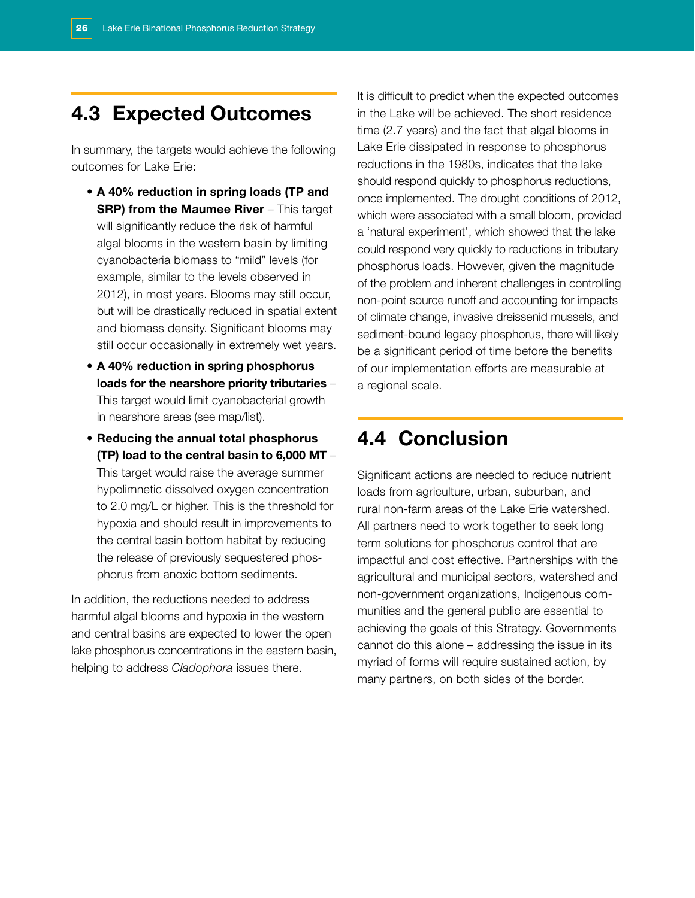## 4.3 Expected Outcomes

In summary, the targets would achieve the following outcomes for Lake Erie:

- **A 40% reduction in spring loads (TP and SRP) from the Maumee River** – This target will significantly reduce the risk of harmful algal blooms in the western basin by limiting cyanobacteria biomass to "mild" levels (for example, similar to the levels observed in 2012), in most years. Blooms may still occur, but will be drastically reduced in spatial extent and biomass density. Significant blooms may still occur occasionally in extremely wet years.
- **A 40% reduction in spring phosphorus loads for the nearshore priority tributaries** – This target would limit cyanobacterial growth in nearshore areas (see map/list).
- **Reducing the annual total phosphorus (TP) load to the central basin to 6,000 MT** – This target would raise the average summer hypolimnetic dissolved oxygen concentration to 2.0 mg/L or higher. This is the threshold for hypoxia and should result in improvements to the central basin bottom habitat by reducing the release of previously sequestered phosphorus from anoxic bottom sediments.

In addition, the reductions needed to address harmful algal blooms and hypoxia in the western and central basins are expected to lower the open lake phosphorus concentrations in the eastern basin, helping to address *Cladophora* issues there.

It is difficult to predict when the expected outcomes in the Lake will be achieved. The short residence time (2.7 years) and the fact that algal blooms in Lake Erie dissipated in response to phosphorus reductions in the 1980s, indicates that the lake should respond quickly to phosphorus reductions, once implemented. The drought conditions of 2012, which were associated with a small bloom, provided a 'natural experiment', which showed that the lake could respond very quickly to reductions in tributary phosphorus loads. However, given the magnitude of the problem and inherent challenges in controlling non-point source runoff and accounting for impacts of climate change, invasive dreissenid mussels, and sediment-bound legacy phosphorus, there will likely be a significant period of time before the benefits of our implementation efforts are measurable at a regional scale.

## 4.4 Conclusion

Significant actions are needed to reduce nutrient loads from agriculture, urban, suburban, and rural non-farm areas of the Lake Erie watershed. All partners need to work together to seek long term solutions for phosphorus control that are impactful and cost effective. Partnerships with the agricultural and municipal sectors, watershed and non-government organizations, Indigenous communities and the general public are essential to achieving the goals of this Strategy. Governments cannot do this alone – addressing the issue in its myriad of forms will require sustained action, by many partners, on both sides of the border.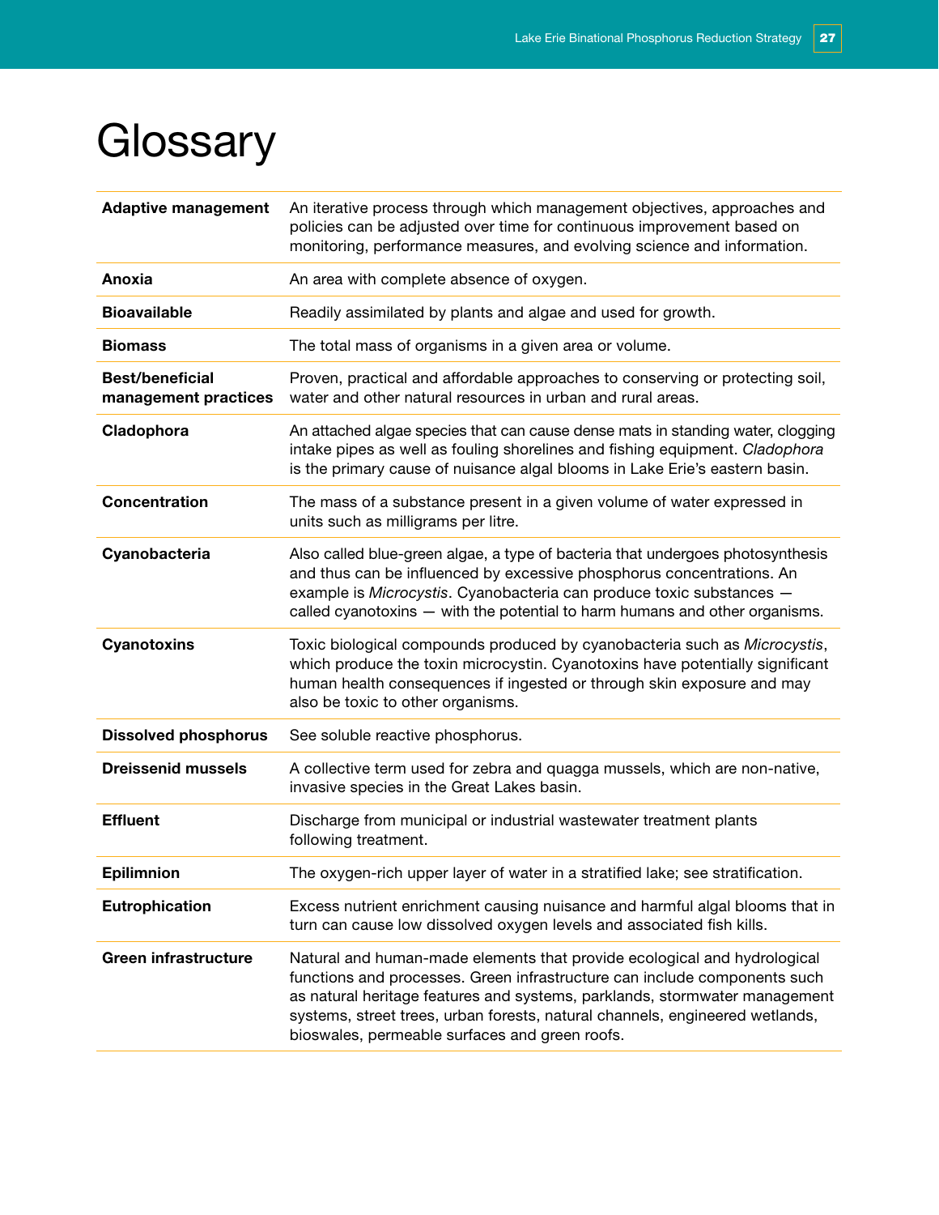# Glossary

| Term | Definition |
|---|---|
| **Adaptive management** | An iterative process through which management objectives, approaches and policies can be adjusted over time for continuous improvement based on monitoring, performance measures, and evolving science and information. |
| **Anoxia** | An area with complete absence of oxygen. |
| **Bioavailable** | Readily assimilated by plants and algae and used for growth. |
| **Biomass** | The total mass of organisms in a given area or volume. |
| **Best/beneficial management practices** | Proven, practical and affordable approaches to conserving or protecting soil, water and other natural resources in urban and rural areas. |
| **Cladophora** | An attached algae species that can cause dense mats in standing water, clogging intake pipes as well as fouling shorelines and fishing equipment. *Cladophora* is the primary cause of nuisance algal blooms in Lake Erie's eastern basin. |
| **Concentration** | The mass of a substance present in a given volume of water expressed in units such as milligrams per litre. |
| **Cyanobacteria** | Also called blue-green algae, a type of bacteria that undergoes photosynthesis and thus can be influenced by excessive phosphorus concentrations. An example is *Microcystis*. Cyanobacteria can produce toxic substances — called cyanotoxins — with the potential to harm humans and other organisms. |
| **Cyanotoxins** | Toxic biological compounds produced by cyanobacteria such as *Microcystis*, which produce the toxin microcystin. Cyanotoxins have potentially significant human health consequences if ingested or through skin exposure and may also be toxic to other organisms. |
| **Dissolved phosphorus** | See soluble reactive phosphorus. |
| **Dreissenid mussels** | A collective term used for zebra and quagga mussels, which are non-native, invasive species in the Great Lakes basin. |
| **Effluent** | Discharge from municipal or industrial wastewater treatment plants following treatment. |
| **Epilimnion** | The oxygen-rich upper layer of water in a stratified lake; see stratification. |
| **Eutrophication** | Excess nutrient enrichment causing nuisance and harmful algal blooms that in turn can cause low dissolved oxygen levels and associated fish kills. |
| **Green infrastructure** | Natural and human-made elements that provide ecological and hydrological functions and processes. Green infrastructure can include components such as natural heritage features and systems, parklands, stormwater management systems, street trees, urban forests, natural channels, engineered wetlands, bioswales, permeable surfaces and green roofs. |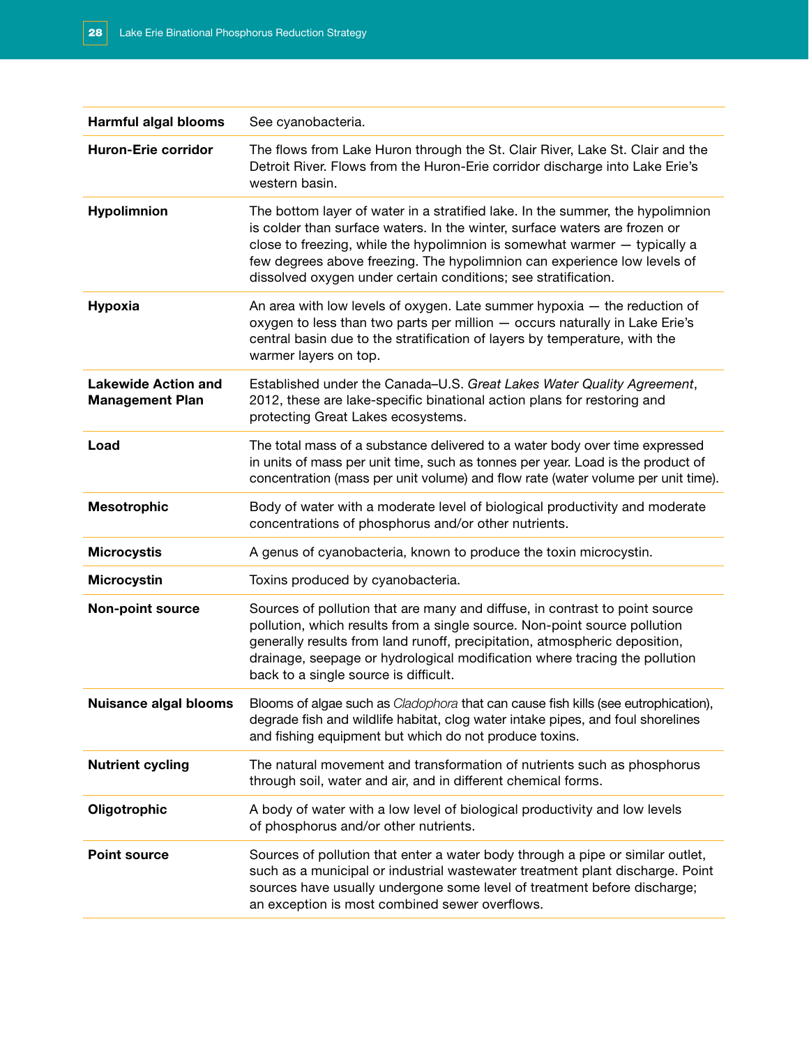| | |
|---|---|
| **Harmful algal blooms** | See cyanobacteria. |
| **Huron-Erie corridor** | The flows from Lake Huron through the St. Clair River, Lake St. Clair and the Detroit River. Flows from the Huron-Erie corridor discharge into Lake Erie's western basin. |
| **Hypolimnion** | The bottom layer of water in a stratified lake. In the summer, the hypolimnion is colder than surface waters. In the winter, surface waters are frozen or close to freezing, while the hypolimnion is somewhat warmer — typically a few degrees above freezing. The hypolimnion can experience low levels of dissolved oxygen under certain conditions; see stratification. |
| **Hypoxia** | An area with low levels of oxygen. Late summer hypoxia — the reduction of oxygen to less than two parts per million — occurs naturally in Lake Erie's central basin due to the stratification of layers by temperature, with the warmer layers on top. |
| **Lakewide Action and Management Plan** | Established under the Canada–U.S. *Great Lakes Water Quality Agreement*, 2012, these are lake-specific binational action plans for restoring and protecting Great Lakes ecosystems. |
| **Load** | The total mass of a substance delivered to a water body over time expressed in units of mass per unit time, such as tonnes per year. Load is the product of concentration (mass per unit volume) and flow rate (water volume per unit time). |
| **Mesotrophic** | Body of water with a moderate level of biological productivity and moderate concentrations of phosphorus and/or other nutrients. |
| **Microcystis** | A genus of cyanobacteria, known to produce the toxin microcystin. |
| **Microcystin** | Toxins produced by cyanobacteria. |
| **Non-point source** | Sources of pollution that are many and diffuse, in contrast to point source pollution, which results from a single source. Non-point source pollution generally results from land runoff, precipitation, atmospheric deposition, drainage, seepage or hydrological modification where tracing the pollution back to a single source is difficult. |
| **Nuisance algal blooms** | Blooms of algae such as *Cladophora* that can cause fish kills (see eutrophication), degrade fish and wildlife habitat, clog water intake pipes, and foul shorelines and fishing equipment but which do not produce toxins. |
| **Nutrient cycling** | The natural movement and transformation of nutrients such as phosphorus through soil, water and air, and in different chemical forms. |
| **Oligotrophic** | A body of water with a low level of biological productivity and low levels of phosphorus and/or other nutrients. |
| **Point source** | Sources of pollution that enter a water body through a pipe or similar outlet, such as a municipal or industrial wastewater treatment plant discharge. Point sources have usually undergone some level of treatment before discharge; an exception is most combined sewer overflows. |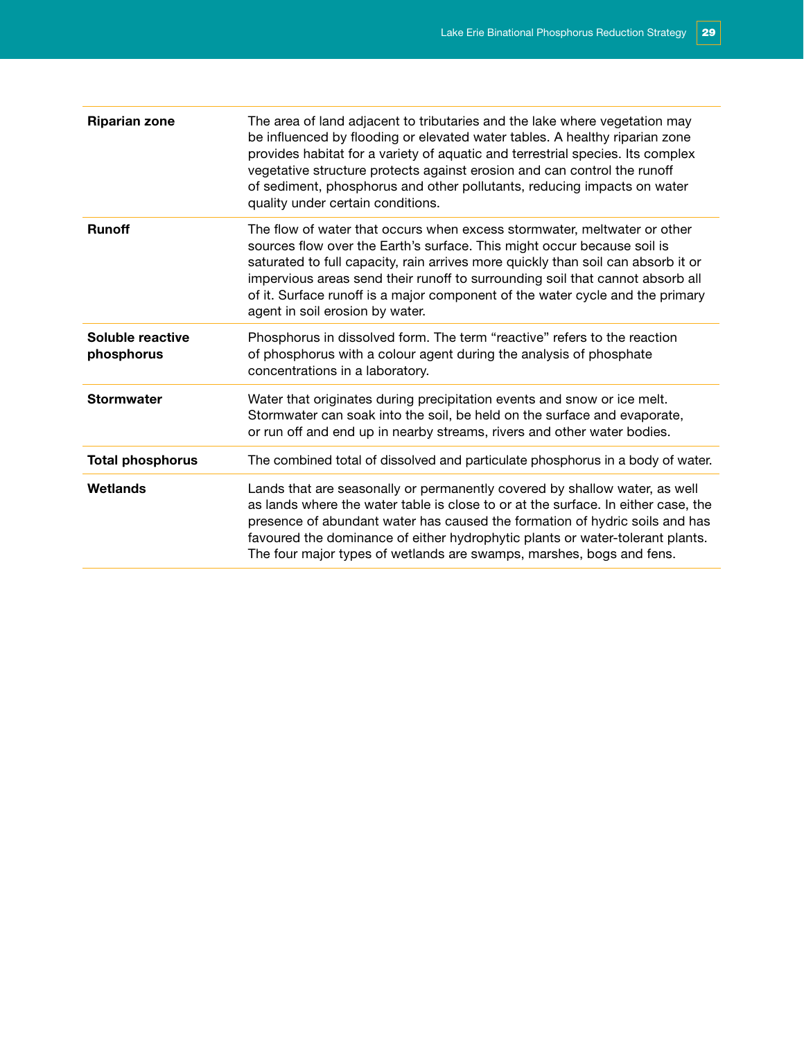| | |
|---|---|
| **Riparian zone** | The area of land adjacent to tributaries and the lake where vegetation may be influenced by flooding or elevated water tables. A healthy riparian zone provides habitat for a variety of aquatic and terrestrial species. Its complex vegetative structure protects against erosion and can control the runoff of sediment, phosphorus and other pollutants, reducing impacts on water quality under certain conditions. |
| **Runoff** | The flow of water that occurs when excess stormwater, meltwater or other sources flow over the Earth's surface. This might occur because soil is saturated to full capacity, rain arrives more quickly than soil can absorb it or impervious areas send their runoff to surrounding soil that cannot absorb all of it. Surface runoff is a major component of the water cycle and the primary agent in soil erosion by water. |
| **Soluble reactive phosphorus** | Phosphorus in dissolved form. The term "reactive" refers to the reaction of phosphorus with a colour agent during the analysis of phosphate concentrations in a laboratory. |
| **Stormwater** | Water that originates during precipitation events and snow or ice melt. Stormwater can soak into the soil, be held on the surface and evaporate, or run off and end up in nearby streams, rivers and other water bodies. |
| **Total phosphorus** | The combined total of dissolved and particulate phosphorus in a body of water. |
| **Wetlands** | Lands that are seasonally or permanently covered by shallow water, as well as lands where the water table is close to or at the surface. In either case, the presence of abundant water has caused the formation of hydric soils and has favoured the dominance of either hydrophytic plants or water-tolerant plants. The four major types of wetlands are swamps, marshes, bogs and fens. |